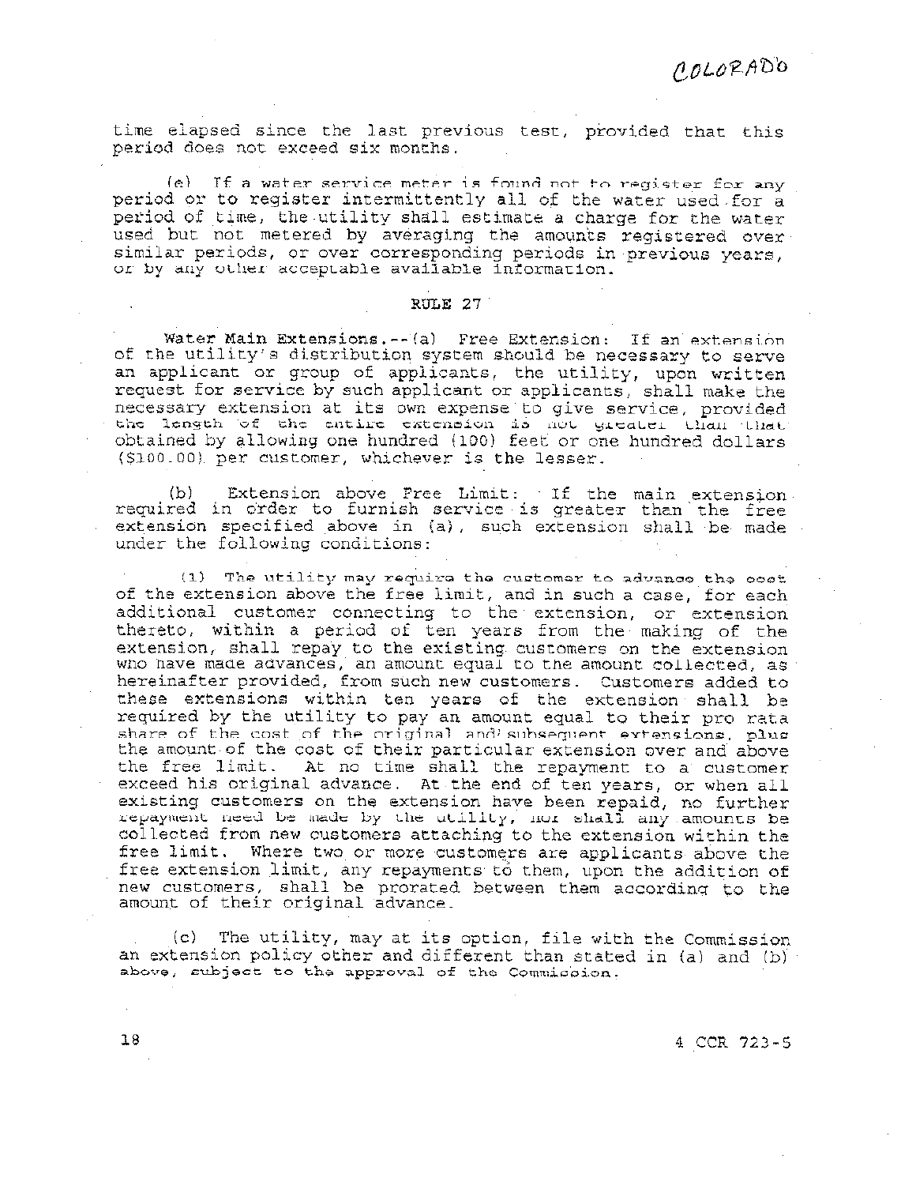COLORADO

time elapsed since the last previous test, provided that this period does not exceed six months.

(e) If a water service meter is found not to register for any period or to register intermittently all of the water used for a period of time, the utility shall estimate a charge for the water used but not metered by averaging the amounts registered over similar periods, or over corresponding periods in previous years, or by any other acceptable available information.

## RULE 27

**Water Main Extensions.**--(a) Free Extension: If an extension of the utility's distribution system should be necessary to serve an applicant or group of applicants, the utility, upon written request for service by such applicant or applicants, shall make the necessary extension at its own expense to give service, provided the length of the entire extension is not greater than that obtained by allowing one hundred (100) feet or one hundred dollars ($100.00) per customer, whichever is the lesser.

(b) Extension above Free Limit: If the main extension required in order to furnish service is greater than the free extension specified above in (a), such extension shall be made under the following conditions:

(1) The utility may require the customer to advance the cost of the extension above the free limit, and in such a case, for each additional customer connecting to the extension, or extension thereto, within a period of ten years from the making of the extension, shall repay to the existing customers on the extension who have made advances, an amount equal to the amount collected, as hereinafter provided, from such new customers. Customers added to these extensions within ten years of the extension shall be required by the utility to pay an amount equal to their pro rata share of the cost of the original and subsequent extensions, plus the amount of the cost of their particular extension over and above the free limit. At no time shall the repayment to a customer exceed his original advance. At the end of ten years, or when all existing customers on the extension have been repaid, no further repayment need be made by the utility, nor shall any amounts be collected from new customers attaching to the extension within the free limit. Where two or more customers are applicants above the free extension limit, any repayments to them, upon the addition of new customers, shall be prorated between them according to the amount of their original advance.

(c) The utility, may at its option, file with the Commission an extension policy other and different than stated in (a) and (b) above, subject to the approval of the Commission.

4 CCR 723-5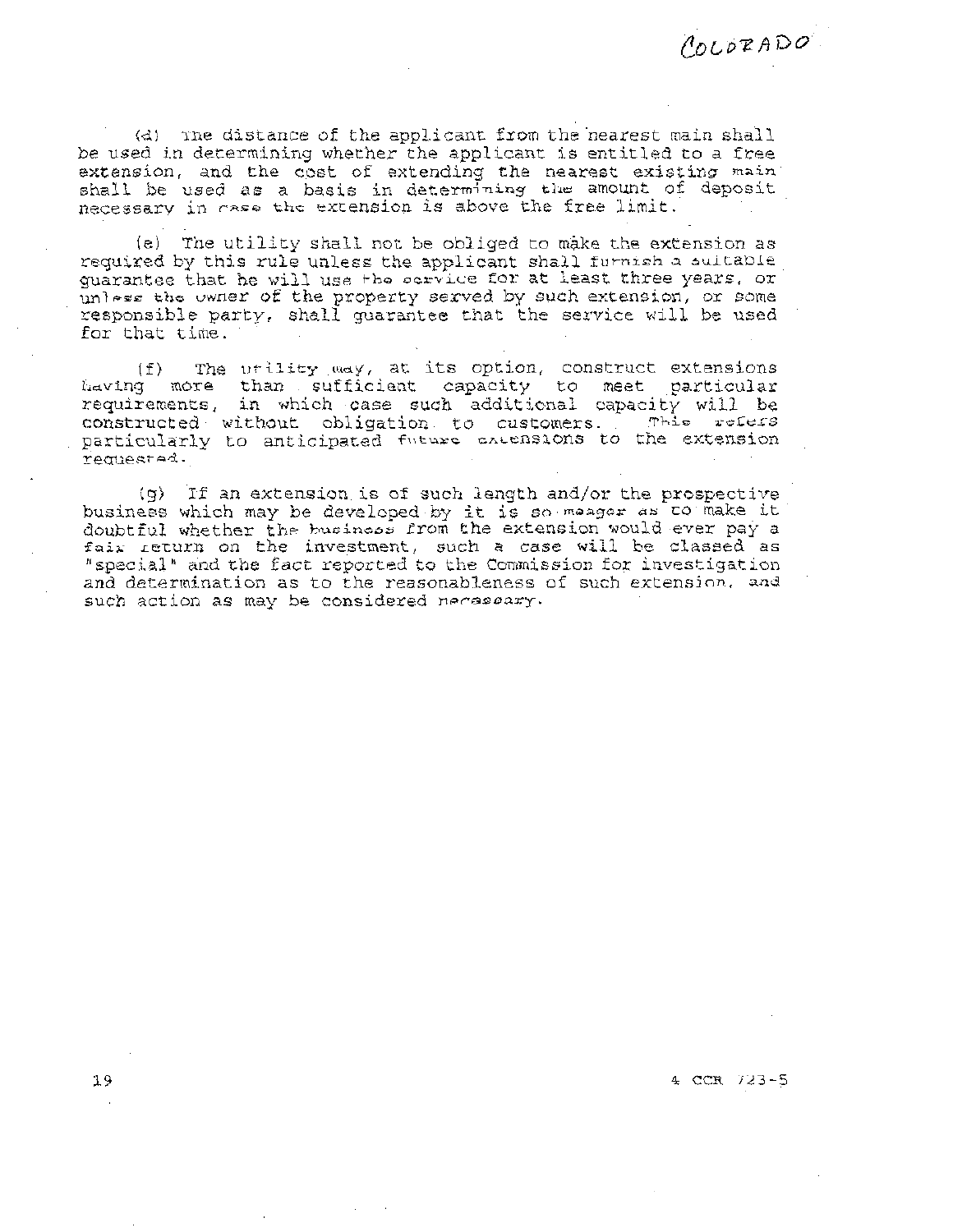COLORADO

(d) The distance of the applicant from the nearest main shall be used in determining whether the applicant is entitled to a free extension, and the cost of extending the nearest existing main shall be used as a basis in determining the amount of deposit necessary in case the extension is above the free limit.

(e) The utility shall not be obliged to make the extension as required by this rule unless the applicant shall furnish a suitable guarantee that he will use the service for at least three years, or unless the owner of the property served by such extension, or some responsible party, shall guarantee that the service will be used for that time.

(f) The utility may, at its option, construct extensions having more than sufficient capacity to meet particular requirements, in which case such additional capacity will be constructed without obligation to customers. This refers particularly to anticipated future extensions to the extension requested.

(g) If an extension is of such length and/or the prospective business which may be developed by it is so meager as to make it doubtful whether the business from the extension would ever pay a fair return on the investment, such a case will be classed as "special" and the fact reported to the Commission for investigation and determination as to the reasonableness of such extension, and such action as may be considered necessary.

4 CCR 723-5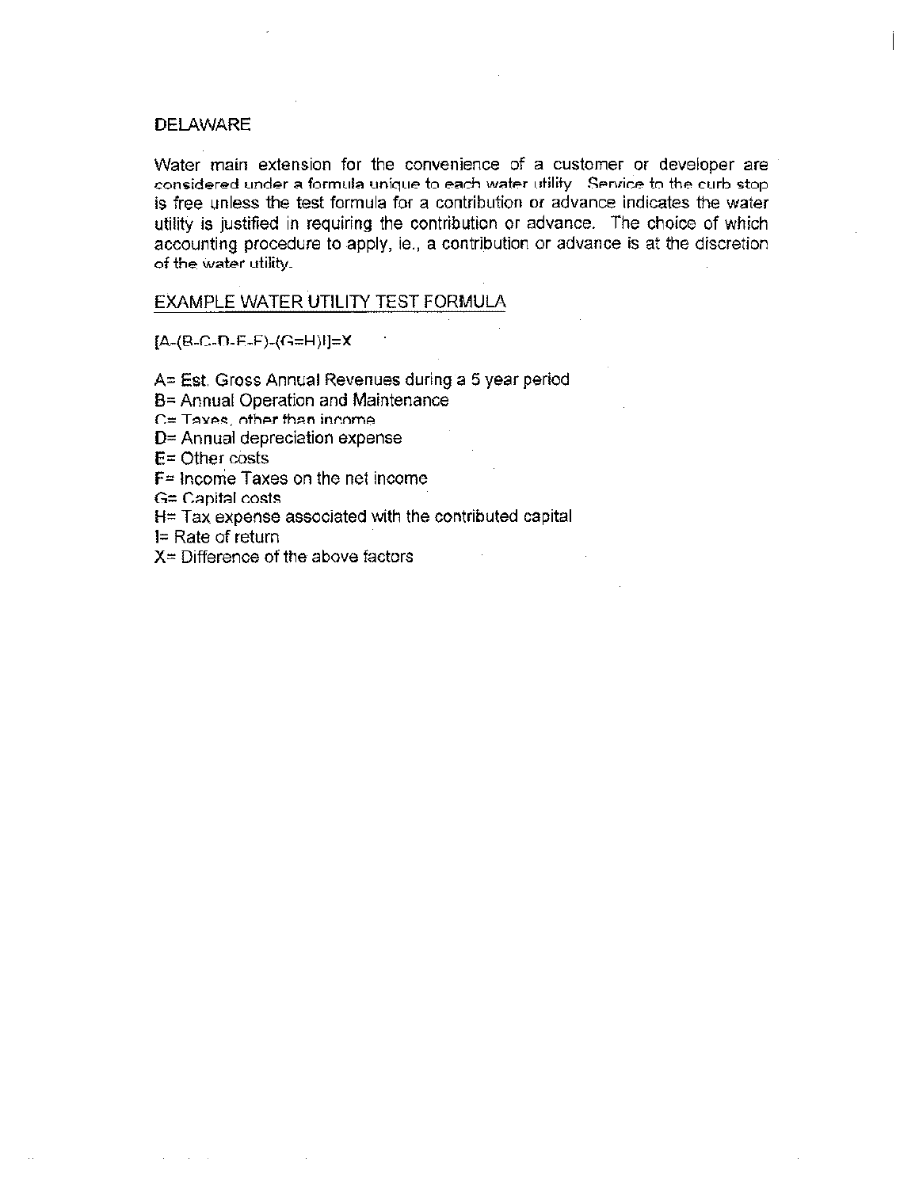DELAWARE

Water main extension for the convenience of a customer or developer are considered under a formula unique to each water utility. Service to the curb stop is free unless the test formula for a contribution or advance indicates the water utility is justified in requiring the contribution or advance. The choice of which accounting procedure to apply, ie., a contribution or advance is at the discretion of the water utility.

EXAMPLE WATER UTILITY TEST FORMULA

$[A-(B-C-D-E-F)-(G=H)I]=X$

A= Est. Gross Annual Revenues during a 5 year period
B= Annual Operation and Maintenance
C= Taxes, other than income
D= Annual depreciation expense
E= Other costs
F= Income Taxes on the net income
G= Capital costs
H= Tax expense associated with the contributed capital
I= Rate of return
X= Difference of the above factors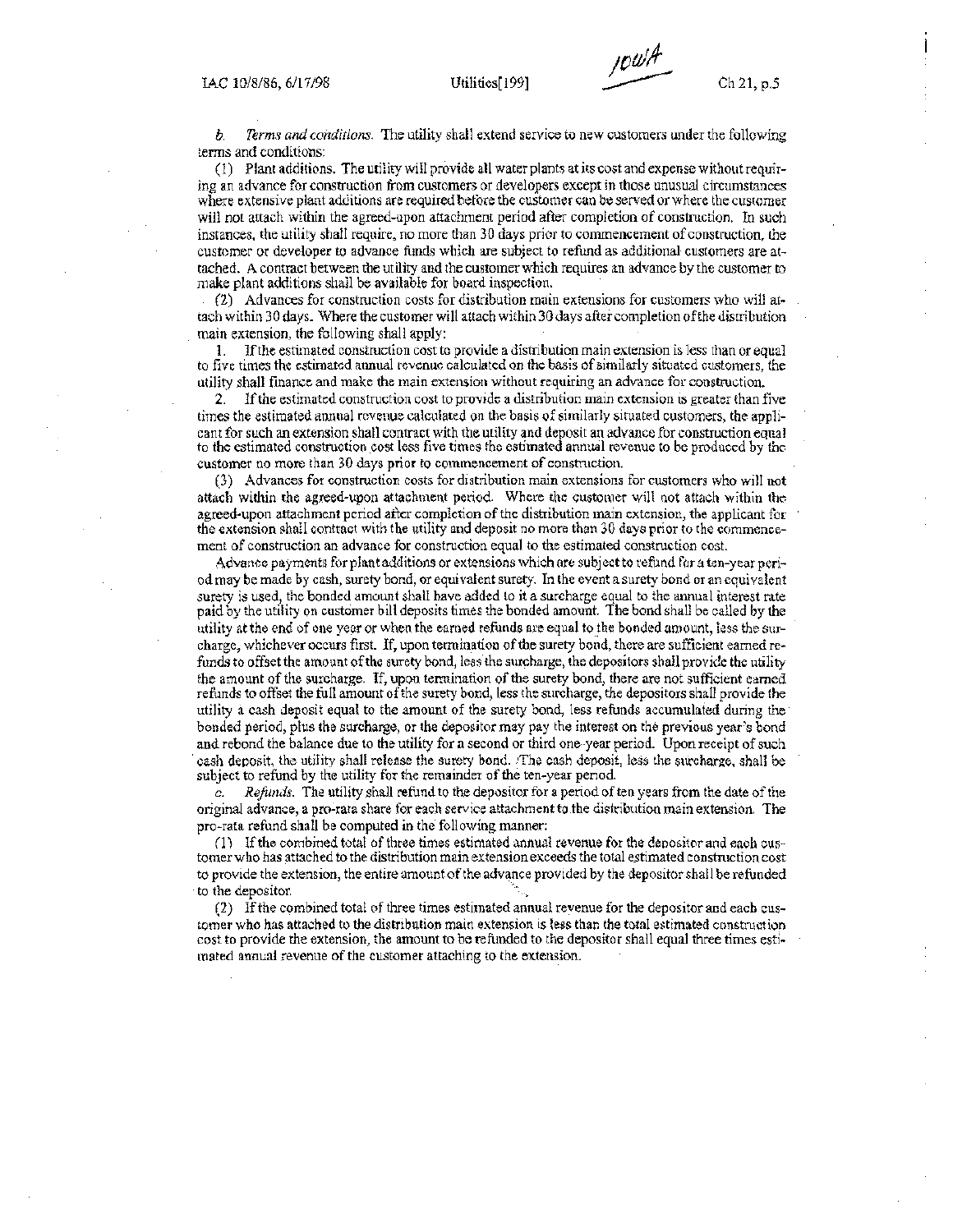*b. Terms and conditions.* The utility shall extend service to new customers under the following terms and conditions:

(1) Plant additions. The utility will provide all water plants at its cost and expense without requiring an advance for construction from customers or developers except in those unusual circumstances where extensive plant additions are required before the customer can be served or where the customer will not attach within the agreed-upon attachment period after completion of construction. In such instances, the utility shall require, no more than 30 days prior to commencement of construction, the customer or developer to advance funds which are subject to refund as additional customers are attached. A contract between the utility and the customer which requires an advance by the customer to make plant additions shall be available for board inspection.

(2) Advances for construction costs for distribution main extensions for customers who will attach within 30 days. Where the customer will attach within 30 days after completion of the distribution main extension, the following shall apply:

1. If the estimated construction cost to provide a distribution main extension is less than or equal to five times the estimated annual revenue calculated on the basis of similarly situated customers, the utility shall finance and make the main extension without requiring an advance for construction.

2. If the estimated construction cost to provide a distribution main extension is greater than five times the estimated annual revenue calculated on the basis of similarly situated customers, the applicant for such an extension shall contract with the utility and deposit an advance for construction equal to the estimated construction cost less five times the estimated annual revenue to be produced by the customer no more than 30 days prior to commencement of construction.

(3) Advances for construction costs for distribution main extensions for customers who will not attach within the agreed-upon attachment period. Where the customer will not attach within the agreed-upon attachment period after completion of the distribution main extension, the applicant for the extension shall contract with the utility and deposit no more than 30 days prior to the commencement of construction an advance for construction equal to the estimated construction cost.

Advance payments for plant additions or extensions which are subject to refund for a ten-year period may be made by cash, surety bond, or equivalent surety. In the event a surety bond or an equivalent surety is used, the bonded amount shall have added to it a surcharge equal to the annual interest rate paid by the utility on customer bill deposits times the bonded amount. The bond shall be called by the utility at the end of one year or when the earned refunds are equal to the bonded amount, less the surcharge, whichever occurs first. If, upon termination of the surety bond, there are sufficient earned refunds to offset the amount of the surety bond, less the surcharge, the depositors shall provide the utility the amount of the surcharge. If, upon termination of the surety bond, there are not sufficient earned refunds to offset the full amount of the surety bond, less the surcharge, the depositors shall provide the utility a cash deposit equal to the amount of the surety bond, less refunds accumulated during the bonded period, plus the surcharge, or the depositor may pay the interest on the previous year's bond and rebond the balance due to the utility for a second or third one-year period. Upon receipt of such cash deposit, the utility shall release the surety bond. The cash deposit, less the surcharge, shall be subject to refund by the utility for the remainder of the ten-year period.

*c. Refunds.* The utility shall refund to the depositor for a period of ten years from the date of the original advance, a pro-rata share for each service attachment to the distribution main extension. The pro-rata refund shall be computed in the following manner:

(1) If the combined total of three times estimated annual revenue for the depositor and each customer who has attached to the distribution main extension exceeds the total estimated construction cost to provide the extension, the entire amount of the advance provided by the depositor shall be refunded to the depositor.

(2) If the combined total of three times estimated annual revenue for the depositor and each customer who has attached to the distribution main extension is less than the total estimated construction cost to provide the extension, the amount to be refunded to the depositor shall equal three times estimated annual revenue of the customer attaching to the extension.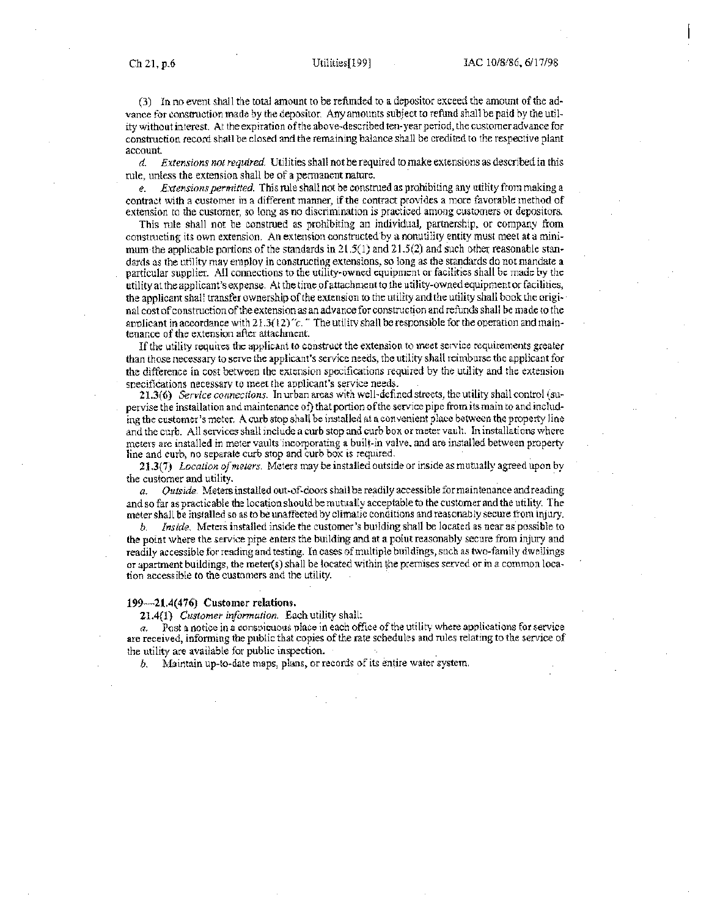(3) In no event shall the total amount to be refunded to a depositor exceed the amount of the advance for construction made by the depositor. Any amounts subject to refund shall be paid by the utility without interest. At the expiration of the above-described ten-year period, the customer advance for construction record shall be closed and the remaining balance shall be credited to the respective plant account.

*d. Extensions not required.* Utilities shall not be required to make extensions as described in this rule, unless the extension shall be of a permanent nature.

*e. Extensions permitted.* This rule shall not be construed as prohibiting any utility from making a contract with a customer in a different manner, if the contract provides a more favorable method of extension to the customer, so long as no discrimination is practiced among customers or depositors.

This rule shall not be construed as prohibiting an individual, partnership, or company from constructing its own extension. An extension constructed by a nonutility entity must meet at a minimum the applicable portions of the standards in 21.5(1) and 21.5(2) and such other reasonable standards as the utility may employ in constructing extensions, so long as the standards do not mandate a particular supplier. All connections to the utility-owned equipment or facilities shall be made by the utility at the applicant's expense. At the time of attachment to the utility-owned equipment or facilities, the applicant shall transfer ownership of the extension to the utility and the utility shall book the original cost of construction of the extension as an advance for construction and refunds shall be made to the applicant in accordance with 21.3(12)"c." The utility shall be responsible for the operation and maintenance of the extension after attachment.

If the utility requires the applicant to construct the extension to meet service requirements greater than those necessary to serve the applicant's service needs, the utility shall reimburse the applicant for the difference in cost between the extension specifications required by the utility and the extension specifications necessary to meet the applicant's service needs.

**21.3(6)** *Service connections.* In urban areas with well-defined streets, the utility shall control (supervise the installation and maintenance of) that portion of the service pipe from its main to and including the customer's meter. A curb stop shall be installed at a convenient place between the property line and the curb. All services shall include a curb stop and curb box or meter vault. In installations where meters are installed in meter vaults incorporating a built-in valve, and are installed between property line and curb, no separate curb stop and curb box is required.

**21.3(7)** *Location of meters.* Meters may be installed outside or inside as mutually agreed upon by the customer and utility.

*a. Outside.* Meters installed out-of-doors shall be readily accessible for maintenance and reading and so far as practicable the location should be mutually acceptable to the customer and the utility. The meter shall be installed so as to be unaffected by climatic conditions and reasonably secure from injury.

*b. Inside.* Meters installed inside the customer's building shall be located as near as possible to the point where the service pipe enters the building and at a point reasonably secure from injury and readily accessible for reading and testing. In cases of multiple buildings, such as two-family dwellings or apartment buildings, the meter(s) shall be located within the premises served or in a common location accessible to the customers and the utility.

### 199—21.4(476) Customer relations.

**21.4(1)** *Customer information.* Each utility shall:

*a.* Post a notice in a conspicuous place in each office of the utility where applications for service are received, informing the public that copies of the rate schedules and rules relating to the service of the utility are available for public inspection.

*b.* Maintain up-to-date maps, plans, or records of its entire water system.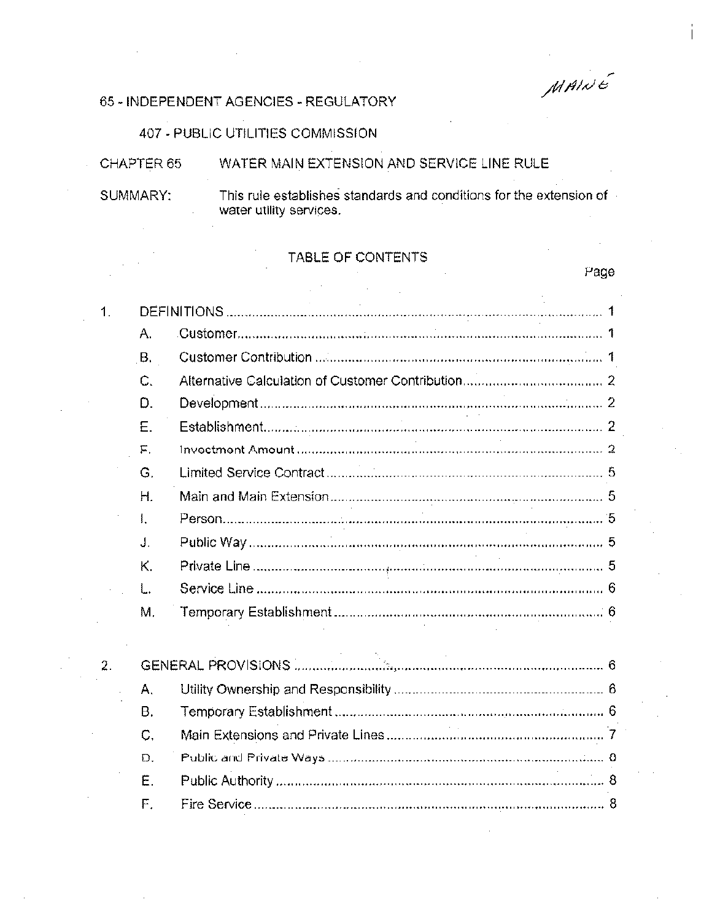MAINE

65 - INDEPENDENT AGENCIES - REGULATORY

407 - PUBLIC UTILITIES COMMISSION

CHAPTER 65 WATER MAIN EXTENSION AND SERVICE LINE RULE

SUMMARY: This rule establishes standards and conditions for the extension of water utility services.

## TABLE OF CONTENTS

| | | | Page |
|---|---|---|---|
| 1. | DEFINITIONS | | 1 |
| | A. | Customer | 1 |
| | B. | Customer Contribution | 1 |
| | C. | Alternative Calculation of Customer Contribution | 2 |
| | D. | Development | 2 |
| | E. | Establishment | 2 |
| | F. | Investment Amount | 2 |
| | G. | Limited Service Contract | 5 |
| | H. | Main and Main Extension | 5 |
| | I. | Person | 5 |
| | J. | Public Way | 5 |
| | K. | Private Line | 5 |
| | L. | Service Line | 6 |
| | M. | Temporary Establishment | 6 |
| 2. | GENERAL PROVISIONS | | 6 |
| | A. | Utility Ownership and Responsibility | 6 |
| | B. | Temporary Establishment | 6 |
| | C. | Main Extensions and Private Lines | 7 |
| | D. | Public and Private Ways | 8 |
| | E. | Public Authority | 8 |
| | F. | Fire Service | 8 |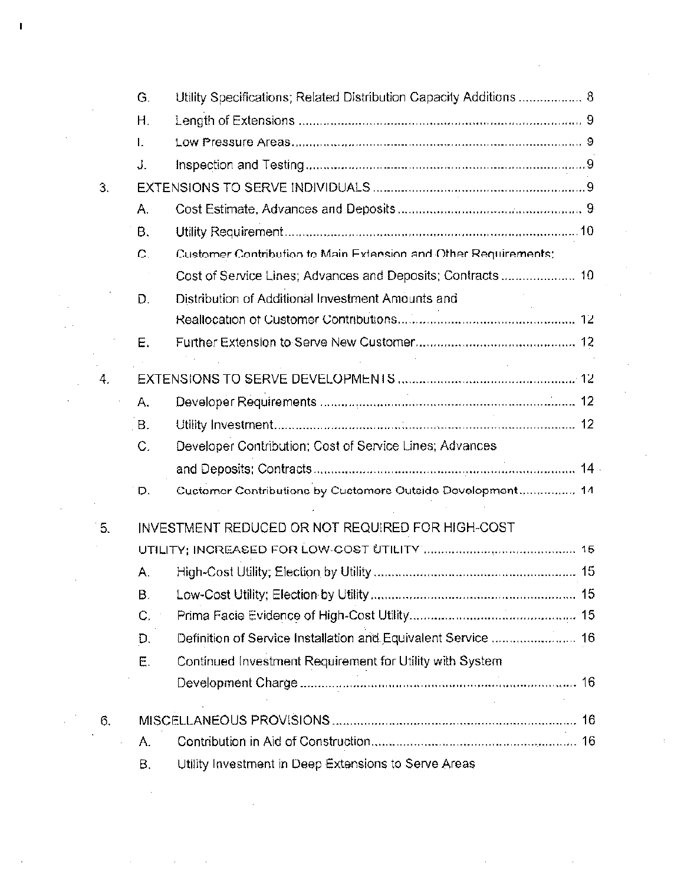| | | |
|---|---|---|
| G. | Utility Specifications; Related Distribution Capacity Additions | 8 |
| H. | Length of Extensions | 9 |
| I. | Low Pressure Areas | 9 |
| J. | Inspection and Testing | 9 |
| 3. | EXTENSIONS TO SERVE INDIVIDUALS | 9 |
| A. | Cost Estimate, Advances and Deposits | 9 |
| B. | Utility Requirement | 10 |
| C. | Customer Contribution to Main Extension and Other Requirements; Cost of Service Lines; Advances and Deposits; Contracts | 10 |
| D. | Distribution of Additional Investment Amounts and Reallocation of Customer Contributions | 12 |
| E. | Further Extension to Serve New Customer | 12 |
| 4. | EXTENSIONS TO SERVE DEVELOPMENTS | 12 |
| A. | Developer Requirements | 12 |
| B. | Utility Investment | 12 |
| C. | Developer Contribution; Cost of Service Lines; Advances and Deposits; Contracts | 14 |
| D. | Customer Contributions by Customers Outside Development | 14 |
| 5. | INVESTMENT REDUCED OR NOT REQUIRED FOR HIGH-COST UTILITY; INCREASED FOR LOW-COST UTILITY | 15 |
| A. | High-Cost Utility; Election by Utility | 15 |
| B. | Low-Cost Utility; Election by Utility | 15 |
| C. | Prima Facie Evidence of High-Cost Utility | 15 |
| D. | Definition of Service Installation and Equivalent Service | 16 |
| E. | Continued Investment Requirement for Utility with System Development Charge | 16 |
| 6. | MISCELLANEOUS PROVISIONS | 16 |
| A. | Contribution in Aid of Construction | 16 |
| B. | Utility Investment in Deep Extensions to Serve Areas | |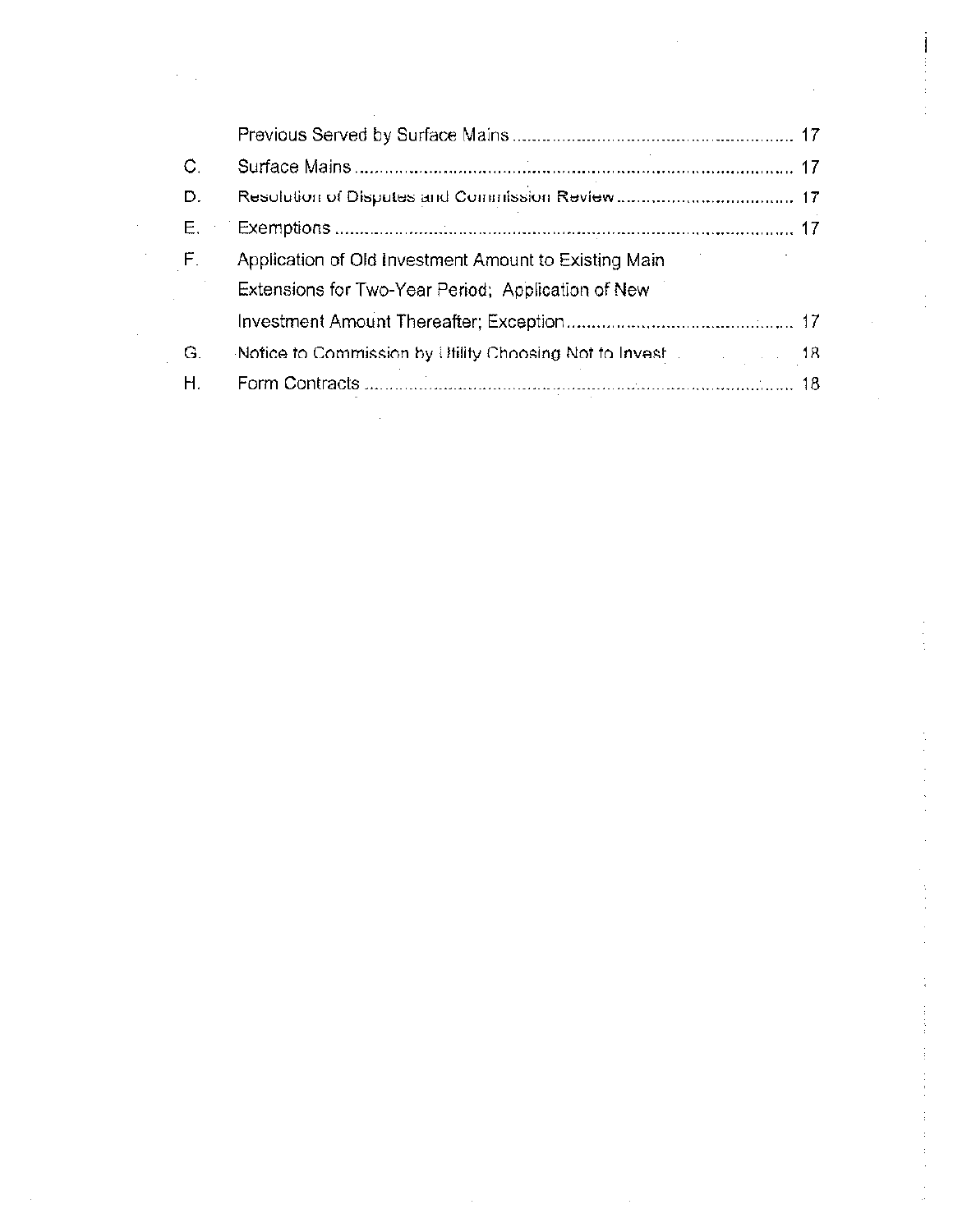| | | |
|---|---|---|
| | Previous Served by Surface Mains | 17 |
| C. | Surface Mains | 17 |
| D. | Resolution of Disputes and Commission Review | 17 |
| E. | Exemptions | 17 |
| F. | Application of Old Investment Amount to Existing Main Extensions for Two-Year Period; Application of New Investment Amount Thereafter; Exception | 17 |
| G. | Notice to Commission by Utility Choosing Not to Invest | 18 |
| H. | Form Contracts | 18 |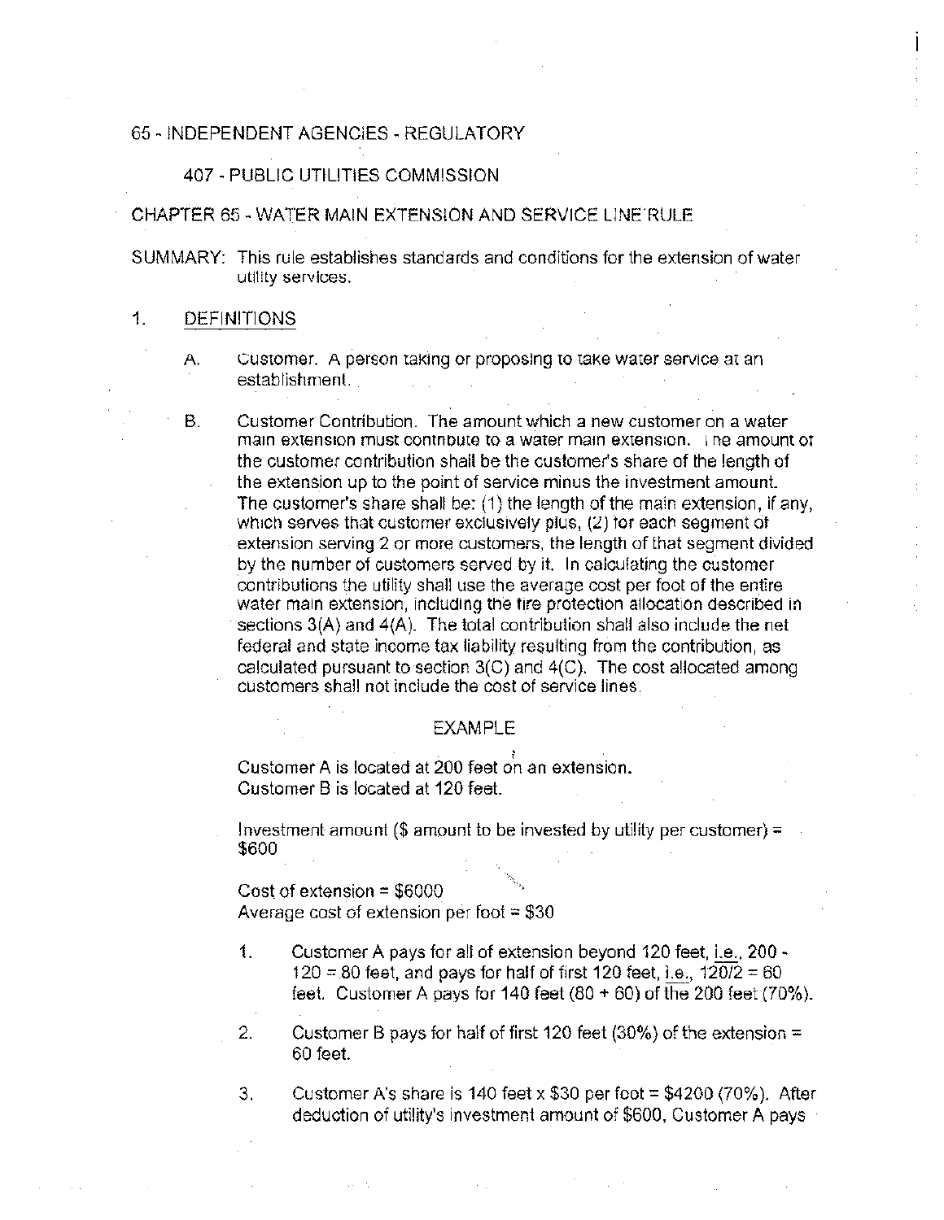65 - INDEPENDENT AGENCIES - REGULATORY

407 - PUBLIC UTILITIES COMMISSION

CHAPTER 65 - WATER MAIN EXTENSION AND SERVICE LINE RULE

SUMMARY: This rule establishes standards and conditions for the extension of water utility services.

1. DEFINITIONS

   A. Customer. A person taking or proposing to take water service at an establishment.

   B. Customer Contribution. The amount which a new customer on a water main extension must contribute to a water main extension. The amount of the customer contribution shall be the customer's share of the length of the extension up to the point of service minus the investment amount. The customer's share shall be: (1) the length of the main extension, if any, which serves that customer exclusively plus, (2) for each segment of extension serving 2 or more customers, the length of that segment divided by the number of customers served by it. In calculating the customer contributions the utility shall use the average cost per foot of the entire water main extension, including the fire protection allocation described in sections 3(A) and 4(A). The total contribution shall also include the net federal and state income tax liability resulting from the contribution, as calculated pursuant to section 3(C) and 4(C). The cost allocated among customers shall not include the cost of service lines.

   EXAMPLE

   Customer A is located at 200 feet on an extension.
   Customer B is located at 120 feet.

   Investment amount ($ amount to be invested by utility per customer) = $600

   Cost of extension = $6000
   Average cost of extension per foot = $30

   1. Customer A pays for all of extension beyond 120 feet, i.e., 200 - 120 = 80 feet, and pays for half of first 120 feet, i.e., 120/2 = 60 feet. Customer A pays for 140 feet (80 + 60) of the 200 feet (70%).

   2. Customer B pays for half of first 120 feet (30%) of the extension = 60 feet.

   3. Customer A's share is 140 feet x $30 per foot = $4200 (70%). After deduction of utility's investment amount of $600, Customer A pays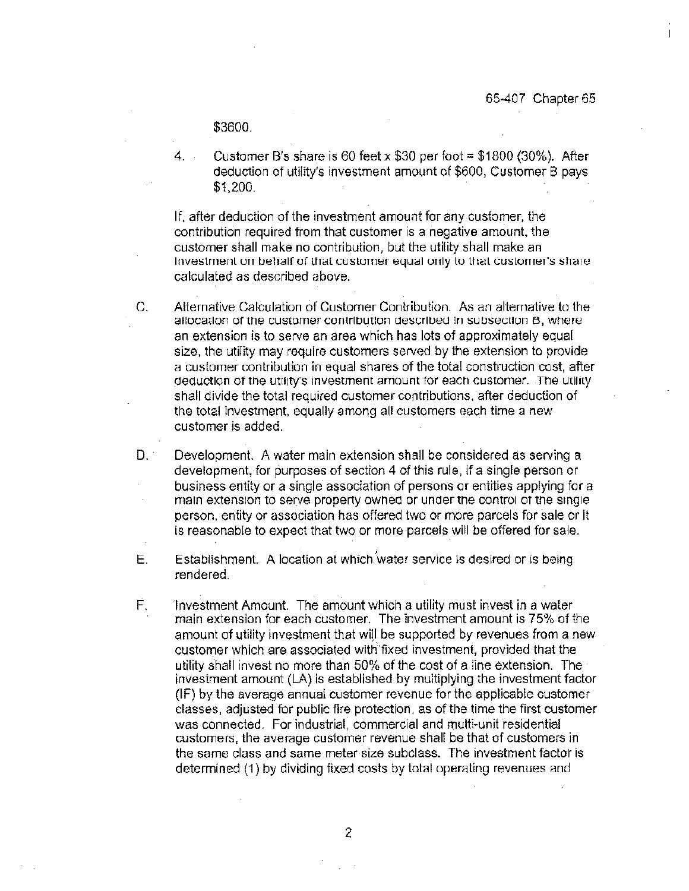$3600.

4. Customer B's share is 60 feet x $30 per foot = $1800 (30%). After deduction of utility's investment amount of $600, Customer B pays $1,200.

If, after deduction of the investment amount for any customer, the contribution required from that customer is a negative amount, the customer shall make no contribution, but the utility shall make an investment on behalf of that customer equal only to that customer's share calculated as described above.

C. Alternative Calculation of Customer Contribution. As an alternative to the allocation of the customer contribution described in subsection B, where an extension is to serve an area which has lots of approximately equal size, the utility may require customers served by the extension to provide a customer contribution in equal shares of the total construction cost, after deduction of the utility's investment amount for each customer. The utility shall divide the total required customer contributions, after deduction of the total investment, equally among all customers each time a new customer is added.

D. Development. A water main extension shall be considered as serving a development, for purposes of section 4 of this rule, if a single person or business entity or a single association of persons or entities applying for a main extension to serve property owned or under the control of the single person, entity or association has offered two or more parcels for sale or it is reasonable to expect that two or more parcels will be offered for sale.

E. Establishment. A location at which water service is desired or is being rendered.

F. Investment Amount. The amount which a utility must invest in a water main extension for each customer. The investment amount is 75% of the amount of utility investment that will be supported by revenues from a new customer which are associated with fixed investment, provided that the utility shall invest no more than 50% of the cost of a line extension. The investment amount (IA) is established by multiplying the investment factor (IF) by the average annual customer revenue for the applicable customer classes, adjusted for public fire protection, as of the time the first customer was connected. For industrial, commercial and multi-unit residential customers, the average customer revenue shall be that of customers in the same class and same meter size subclass. The investment factor is determined (1) by dividing fixed costs by total operating revenues and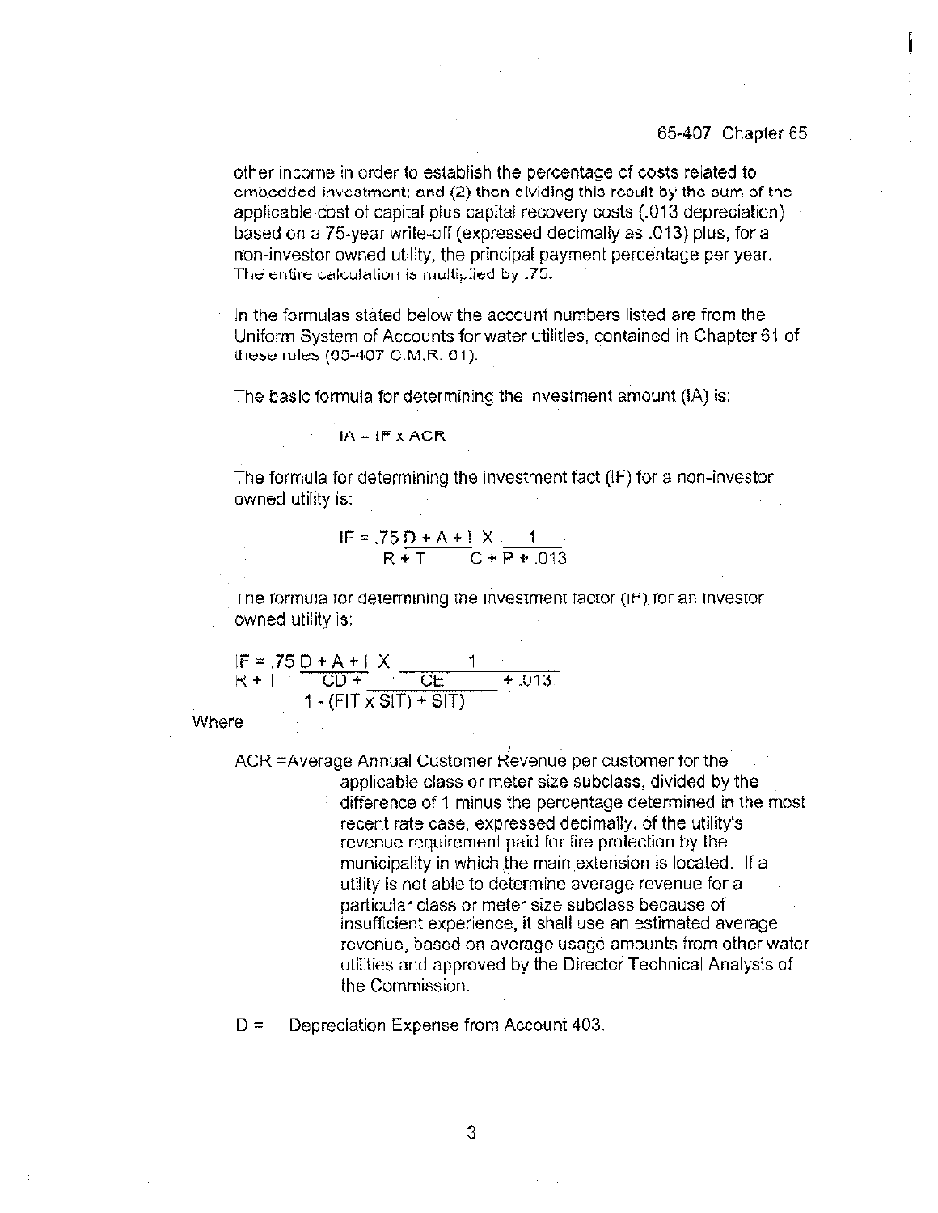other income in order to establish the percentage of costs related to embedded investment; and (2) then dividing this result by the sum of the applicable cost of capital plus capital recovery costs (.013 depreciation) based on a 75-year write-off (expressed decimally as .013) plus, for a non-investor owned utility, the principal payment percentage per year. The entire calculation is multiplied by .75.

In the formulas stated below the account numbers listed are from the Uniform System of Accounts for water utilities, contained in Chapter 61 of these rules (65-407 C.M.R. 61).

The basic formula for determining the investment amount (IA) is:

$$IA = IF \times ACR$$

The formula for determining the investment fact (IF) for a non-investor owned utility is:

$$IF = .75 \frac{D + A + I}{R + T} \times \frac{1}{C + P + .013}$$

The formula for determining the investment factor (IF) for an investor owned utility is:

$$IF = .75 \frac{D + A + I}{R + I} \times \frac{1}{CD + \frac{CE}{1 - (FIT \times SIT) + SIT} + .013}$$

Where

ACR = Average Annual Customer Revenue per customer for the applicable class or meter size subclass, divided by the difference of 1 minus the percentage determined in the most recent rate case, expressed decimally, of the utility's revenue requirement paid for fire protection by the municipality in which the main extension is located. If a utility is not able to determine average revenue for a particular class or meter size subclass because of insufficient experience, it shall use an estimated average revenue, based on average usage amounts from other water utilities and approved by the Director Technical Analysis of the Commission.

D = Depreciation Expense from Account 403.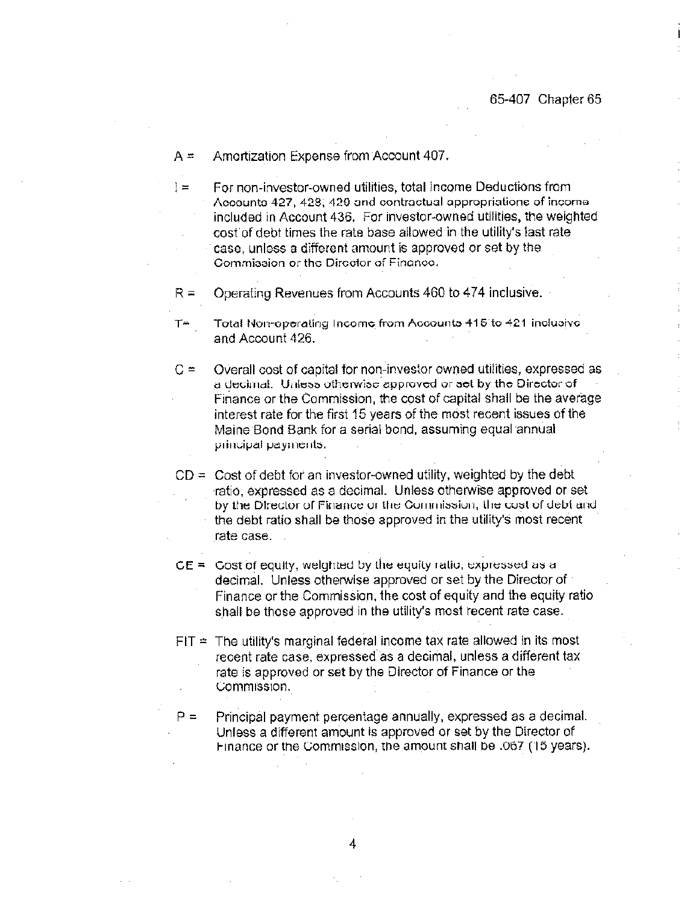A = Amortization Expense from Account 407.

I = For non-investor-owned utilities, total Income Deductions from Accounts 427, 428, 429 and contractual appropriations of income included in Account 436. For investor-owned utilities, the weighted cost of debt times the rate base allowed in the utility's last rate case, unless a different amount is approved or set by the Commission or the Director of Finance.

R = Operating Revenues from Accounts 460 to 474 inclusive.

T= Total Non-operating Income from Accounts 415 to 421 inclusive and Account 426.

C = Overall cost of capital for non-investor owned utilities, expressed as a decimal. Unless otherwise approved or set by the Director of Finance or the Commission, the cost of capital shall be the average interest rate for the first 15 years of the most recent issues of the Maine Bond Bank for a serial bond, assuming equal annual principal payments.

CD = Cost of debt for an investor-owned utility, weighted by the debt ratio, expressed as a decimal. Unless otherwise approved or set by the Director of Finance or the Commission, the cost of debt and the debt ratio shall be those approved in the utility's most recent rate case.

CE = Cost of equity, weighted by the equity ratio, expressed as a decimal. Unless otherwise approved or set by the Director of Finance or the Commission, the cost of equity and the equity ratio shall be those approved in the utility's most recent rate case.

FIT = The utility's marginal federal income tax rate allowed in its most recent rate case, expressed as a decimal, unless a different tax rate is approved or set by the Director of Finance or the Commission.

P = Principal payment percentage annually, expressed as a decimal. Unless a different amount is approved or set by the Director of Finance or the Commission, the amount shall be .067 (15 years).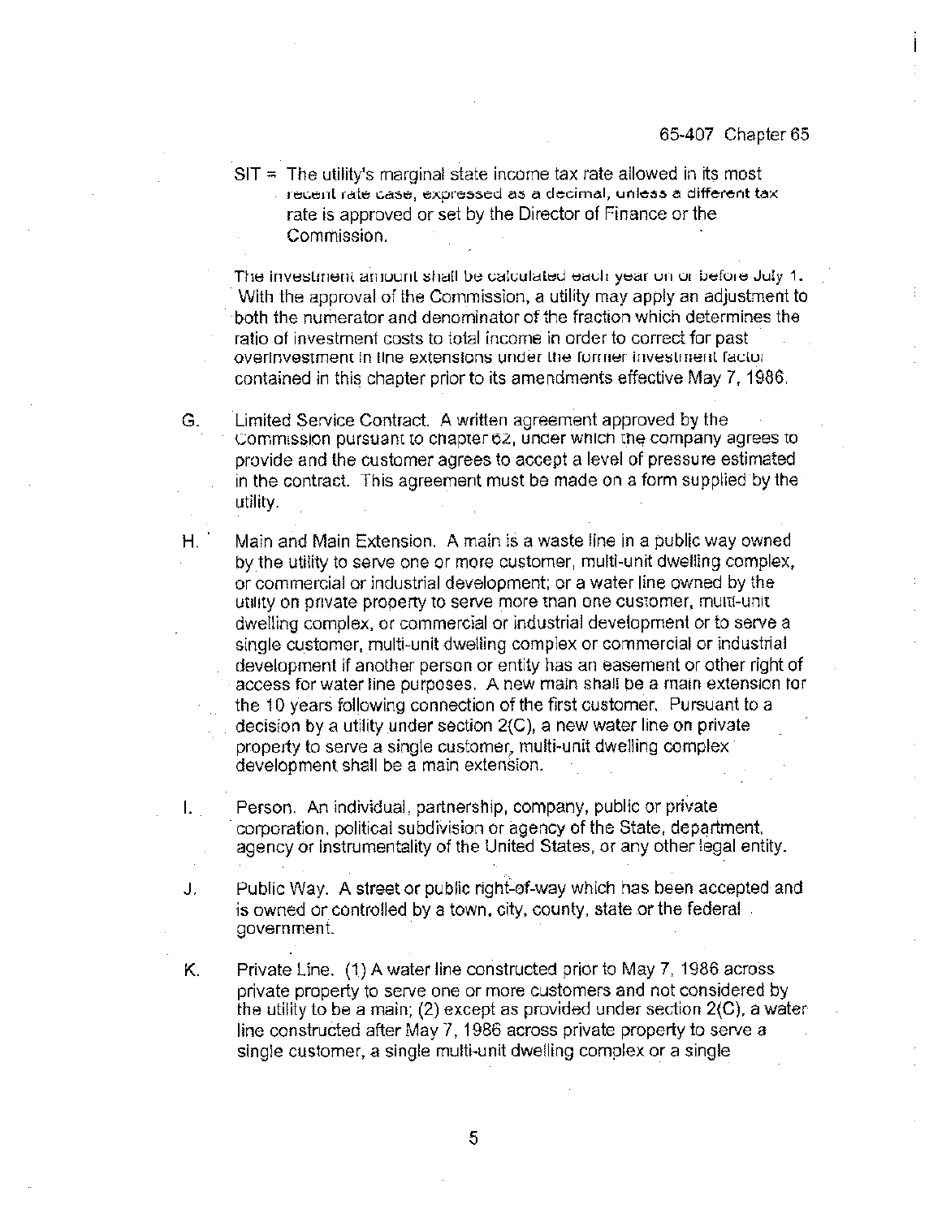SIT = The utility's marginal state income tax rate allowed in its most recent rate case, expressed as a decimal, unless a different tax rate is approved or set by the Director of Finance or the Commission.

The investment amount shall be calculated each year on or before July 1. With the approval of the Commission, a utility may apply an adjustment to both the numerator and denominator of the fraction which determines the ratio of investment costs to total income in order to correct for past overinvestment in line extensions under the former investment factor contained in this chapter prior to its amendments effective May 7, 1986.

G. Limited Service Contract. A written agreement approved by the Commission pursuant to chapter 62, under which the company agrees to provide and the customer agrees to accept a level of pressure estimated in the contract. This agreement must be made on a form supplied by the utility.

H. Main and Main Extension. A main is a waste line in a public way owned by the utility to serve one or more customer, multi-unit dwelling complex, or commercial or industrial development; or a water line owned by the utility on private property to serve more than one customer, multi-unit dwelling complex, or commercial or industrial development or to serve a single customer, multi-unit dwelling complex or commercial or industrial development if another person or entity has an easement or other right of access for water line purposes. A new main shall be a main extension for the 10 years following connection of the first customer. Pursuant to a decision by a utility under section 2(C), a new water line on private property to serve a single customer, multi-unit dwelling complex development shall be a main extension.

I. Person. An individual, partnership, company, public or private corporation, political subdivision or agency of the State, department, agency or instrumentality of the United States, or any other legal entity.

J. Public Way. A street or public right-of-way which has been accepted and is owned or controlled by a town, city, county, state or the federal government.

K. Private Line. (1) A water line constructed prior to May 7, 1986 across private property to serve one or more customers and not considered by the utility to be a main; (2) except as provided under section 2(C), a water line constructed after May 7, 1986 across private property to serve a single customer, a single multi-unit dwelling complex or a single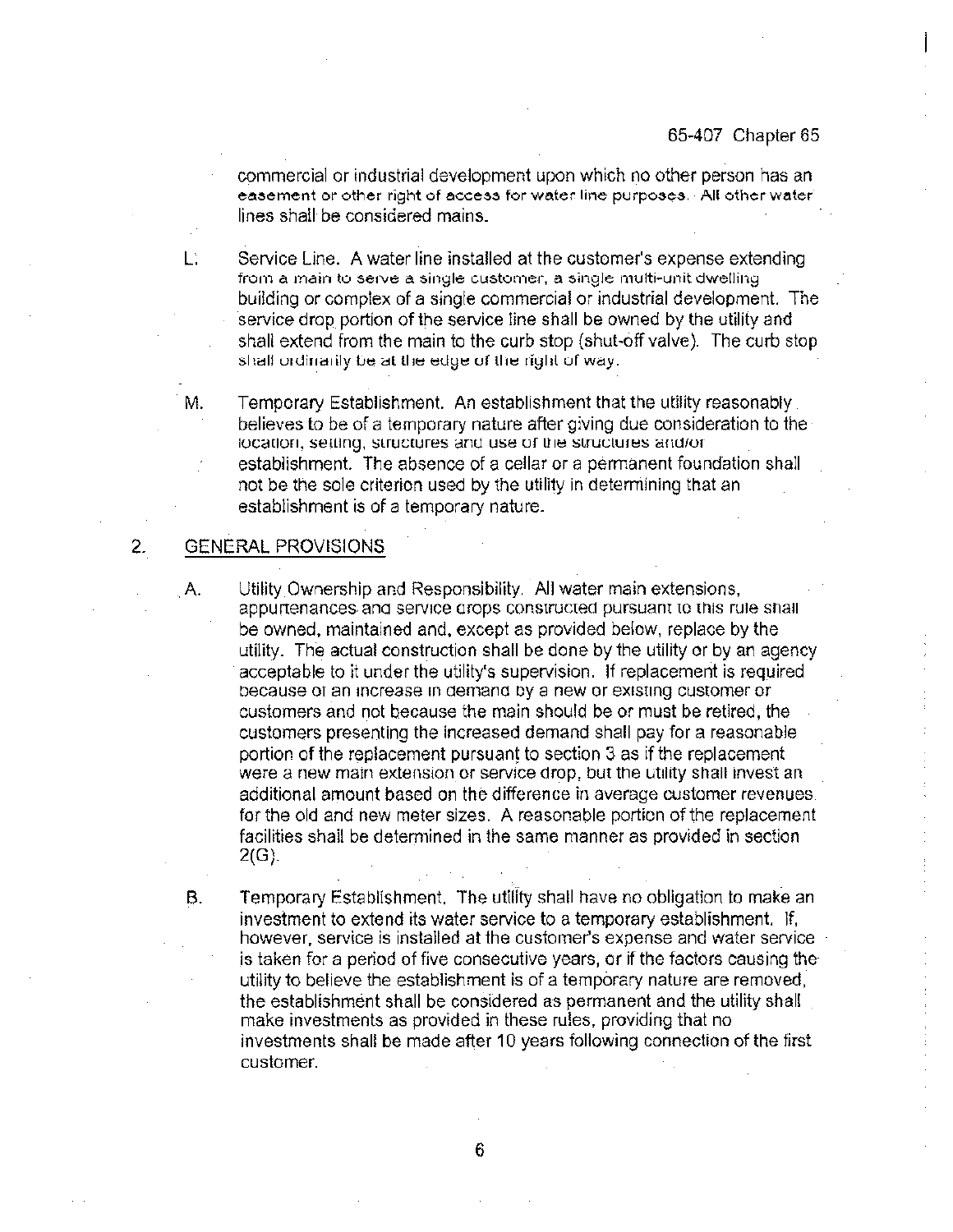commercial or industrial development upon which no other person has an easement or other right of access for water line purposes. All other water lines shall be considered mains.

L. Service Line. A water line installed at the customer's expense extending from a main to serve a single customer, a single multi-unit dwelling building or complex of a single commercial or industrial development. The service drop portion of the service line shall be owned by the utility and shall extend from the main to the curb stop (shut-off valve). The curb stop shall ordinarily be at the edge of the right of way.

M. Temporary Establishment. An establishment that the utility reasonably believes to be of a temporary nature after giving due consideration to the location, setting, structures and use of the structures and/or establishment. The absence of a cellar or a permanent foundation shall not be the sole criterion used by the utility in determining that an establishment is of a temporary nature.

## 2. GENERAL PROVISIONS

A. Utility Ownership and Responsibility. All water main extensions, appurtenances and service drops constructed pursuant to this rule shall be owned, maintained and, except as provided below, replace by the utility. The actual construction shall be done by the utility or by an agency acceptable to it under the utility's supervision. If replacement is required because of an increase in demand by a new or existing customer or customers and not because the main should be or must be retired, the customers presenting the increased demand shall pay for a reasonable portion of the replacement pursuant to section 3 as if the replacement were a new main extension or service drop, but the utility shall invest an additional amount based on the difference in average customer revenues for the old and new meter sizes. A reasonable portion of the replacement facilities shall be determined in the same manner as provided in section 2(G).

B. Temporary Establishment. The utility shall have no obligation to make an investment to extend its water service to a temporary establishment. If, however, service is installed at the customer's expense and water service is taken for a period of five consecutive years, or if the factors causing the utility to believe the establishment is of a temporary nature are removed, the establishment shall be considered as permanent and the utility shall make investments as provided in these rules, providing that no investments shall be made after 10 years following connection of the first customer.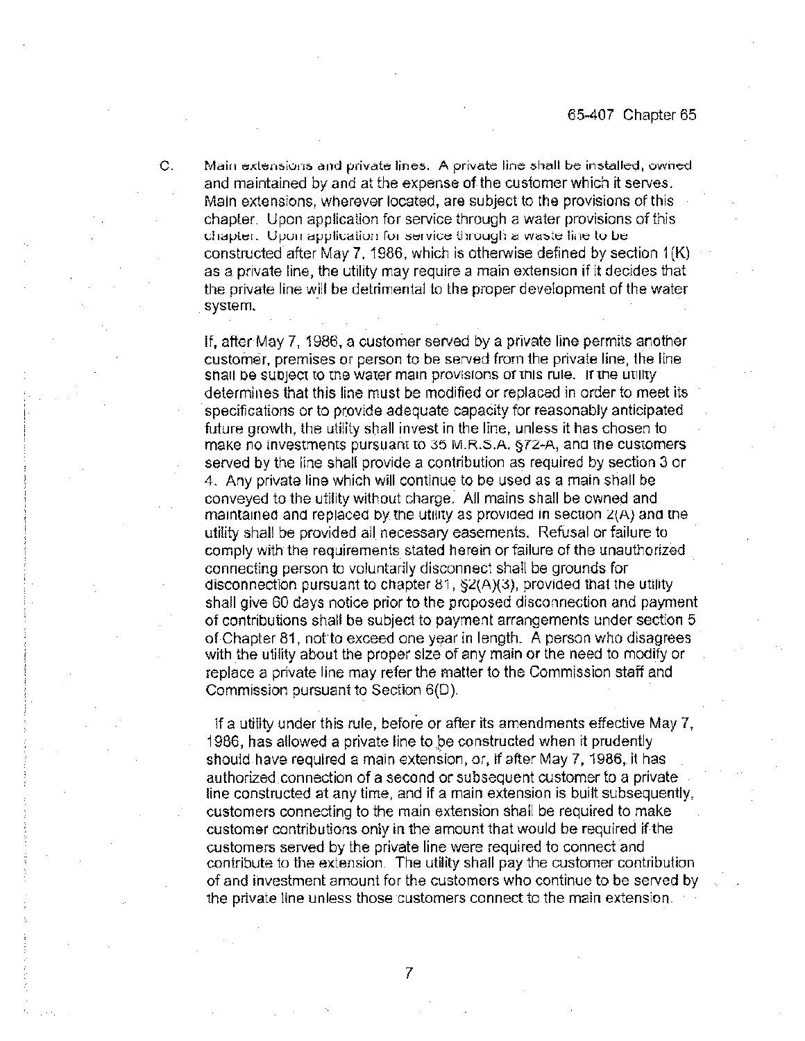C. Main extensions and private lines. A private line shall be installed, owned and maintained by and at the expense of the customer which it serves. Main extensions, wherever located, are subject to the provisions of this chapter. Upon application for service through a water provisions of this chapter. Upon application for service through a waste line to be constructed after May 7, 1986, which is otherwise defined by section 1(K) as a private line, the utility may require a main extension if it decides that the private line will be detrimental to the proper development of the water system.

If, after May 7, 1986, a customer served by a private line permits another customer, premises or person to be served from the private line, the line shall be subject to the water main provisions of this rule. If the utility determines that this line must be modified or replaced in order to meet its specifications or to provide adequate capacity for reasonably anticipated future growth, the utility shall invest in the line, unless it has chosen to make no investments pursuant to 35 M.R.S.A. §72-A, and the customers served by the line shall provide a contribution as required by section 3 or 4. Any private line which will continue to be used as a main shall be conveyed to the utility without charge. All mains shall be owned and maintained and replaced by the utility as provided in section 2(A) and the utility shall be provided all necessary easements. Refusal or failure to comply with the requirements stated herein or failure of the unauthorized connecting person to voluntarily disconnect shall be grounds for disconnection pursuant to chapter 81, §2(A)(3), provided that the utility shall give 60 days notice prior to the proposed disconnection and payment of contributions shall be subject to payment arrangements under section 5 of Chapter 81, not to exceed one year in length. A person who disagrees with the utility about the proper size of any main or the need to modify or replace a private line may refer the matter to the Commission staff and Commission pursuant to Section 6(D).

If a utility under this rule, before or after its amendments effective May 7, 1986, has allowed a private line to be constructed when it prudently should have required a main extension, or, if after May 7, 1986, it has authorized connection of a second or subsequent customer to a private line constructed at any time, and if a main extension is built subsequently, customers connecting to the main extension shall be required to make customer contributions only in the amount that would be required if the customers served by the private line were required to connect and contribute to the extension. The utility shall pay the customer contribution of and investment amount for the customers who continue to be served by the private line unless those customers connect to the main extension.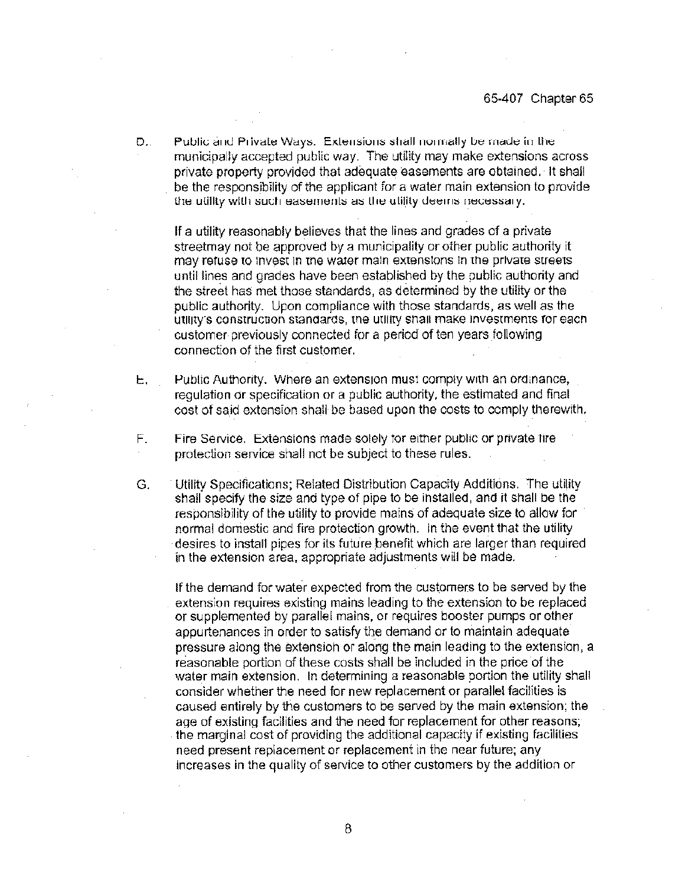D. Public and Private Ways. Extensions shall normally be made in the municipally accepted public way. The utility may make extensions across private property provided that adequate easements are obtained. It shall be the responsibility of the applicant for a water main extension to provide the utility with such easements as the utility deems necessary.

If a utility reasonably believes that the lines and grades of a private streetmay not be approved by a municipality or other public authority it may refuse to invest in the water main extensions in the private streets until lines and grades have been established by the public authority and the street has met those standards, as determined by the utility or the public authority. Upon compliance with those standards, as well as the utility's construction standards, the utility shall make investments for each customer previously connected for a period of ten years following connection of the first customer.

E. Public Authority. Where an extension must comply with an ordinance, regulation or specification or a public authority, the estimated and final cost of said extension shall be based upon the costs to comply therewith.

F. Fire Service. Extensions made solely for either public or private fire protection service shall not be subject to these rules.

G. Utility Specifications; Related Distribution Capacity Additions. The utility shall specify the size and type of pipe to be installed, and it shall be the responsibility of the utility to provide mains of adequate size to allow for normal domestic and fire protection growth. In the event that the utility desires to install pipes for its future benefit which are larger than required in the extension area, appropriate adjustments will be made.

If the demand for water expected from the customers to be served by the extension requires existing mains leading to the extension to be replaced or supplemented by parallel mains, or requires booster pumps or other appurtenances in order to satisfy the demand or to maintain adequate pressure along the extension or along the main leading to the extension, a reasonable portion of these costs shall be included in the price of the water main extension. In determining a reasonable portion the utility shall consider whether the need for new replacement or parallel facilities is caused entirely by the customers to be served by the main extension; the age of existing facilities and the need for replacement for other reasons; the marginal cost of providing the additional capacity if existing facilities need present replacement or replacement in the near future; any increases in the quality of service to other customers by the addition or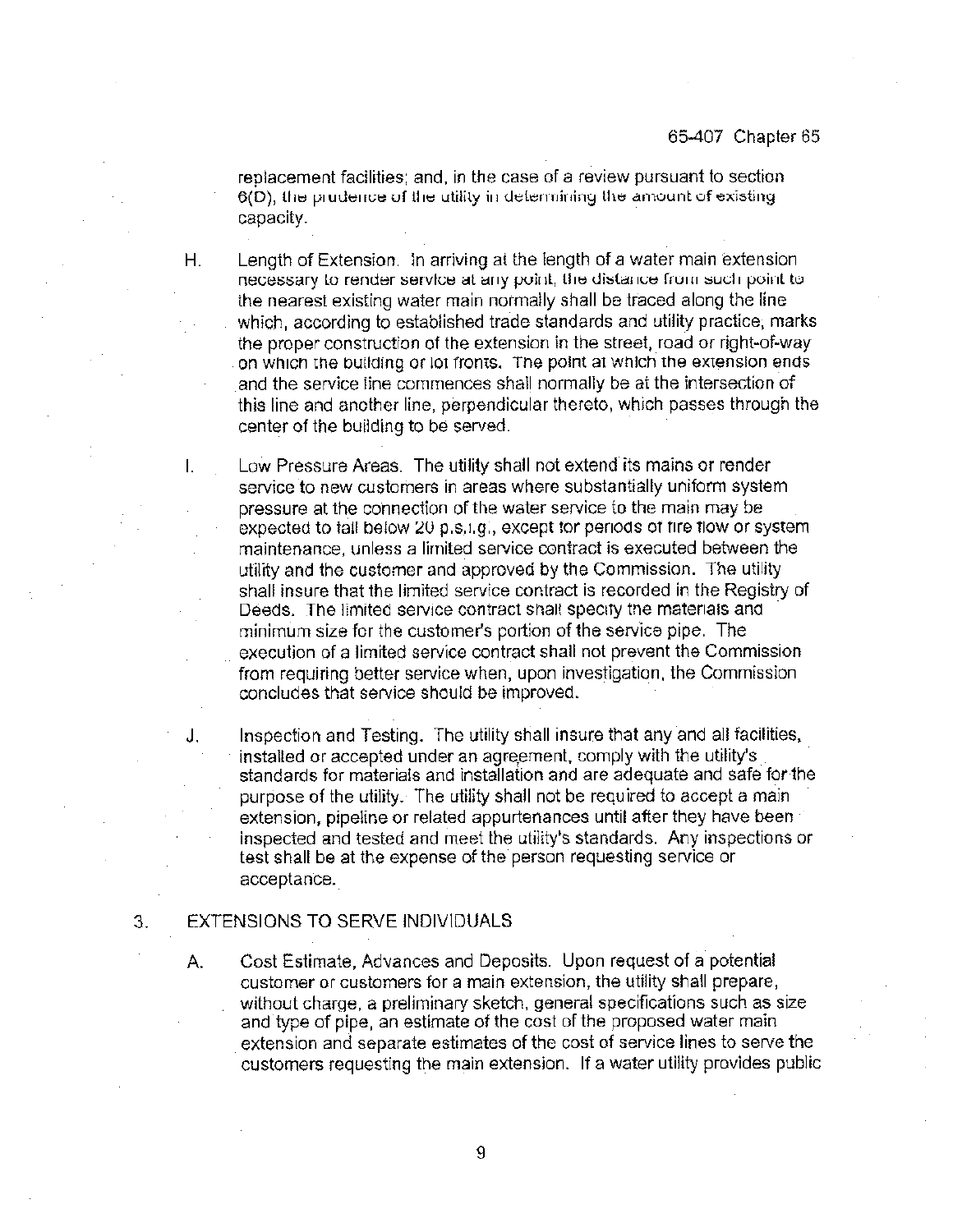replacement facilities; and, in the case of a review pursuant to section 6(D), the prudence of the utility in determining the amount of existing capacity.

H. Length of Extension. In arriving at the length of a water main extension necessary to render service at any point, the distance from such point to the nearest existing water main normally shall be traced along the line which, according to established trade standards and utility practice, marks the proper construction of the extension in the street, road or right-of-way on which the building or lot fronts. The point at which the extension ends and the service line commences shall normally be at the intersection of this line and another line, perpendicular thereto, which passes through the center of the building to be served.

I. Low Pressure Areas. The utility shall not extend its mains or render service to new customers in areas where substantially uniform system pressure at the connection of the water service to the main may be expected to fall below 20 p.s.i.g., except for periods of fire flow or system maintenance, unless a limited service contract is executed between the utility and the customer and approved by the Commission. The utility shall insure that the limited service contract is recorded in the Registry of Deeds. The limited service contract shall specify the materials and minimum size for the customer's portion of the service pipe. The execution of a limited service contract shall not prevent the Commission from requiring better service when, upon investigation, the Commission concludes that service should be improved.

J. Inspection and Testing. The utility shall insure that any and all facilities, installed or accepted under an agreement, comply with the utility's standards for materials and installation and are adequate and safe for the purpose of the utility. The utility shall not be required to accept a main extension, pipeline or related appurtenances until after they have been inspected and tested and meet the utility's standards. Any inspections or test shall be at the expense of the person requesting service or acceptance.

## 3. EXTENSIONS TO SERVE INDIVIDUALS

A. Cost Estimate, Advances and Deposits. Upon request of a potential customer or customers for a main extension, the utility shall prepare, without charge, a preliminary sketch, general specifications such as size and type of pipe, an estimate of the cost of the proposed water main extension and separate estimates of the cost of service lines to serve the customers requesting the main extension. If a water utility provides public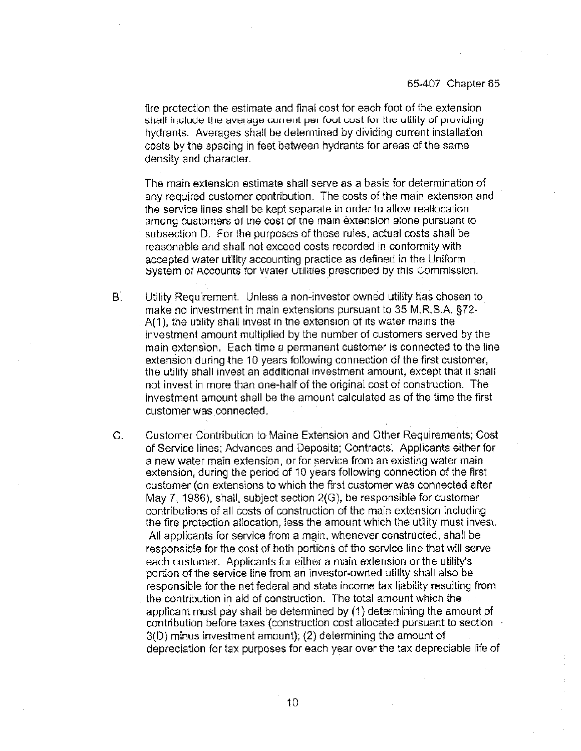fire protection the estimate and final cost for each foot of the extension shall include the average current per foot cost for the utility of providing hydrants. Averages shall be determined by dividing current installation costs by the spacing in feet between hydrants for areas of the same density and character.

The main extension estimate shall serve as a basis for determination of any required customer contribution. The costs of the main extension and the service lines shall be kept separate in order to allow reallocation among customers of the cost of the main extension alone pursuant to subsection D. For the purposes of these rules, actual costs shall be reasonable and shall not exceed costs recorded in conformity with accepted water utility accounting practice as defined in the Uniform System of Accounts for Water Utilities prescribed by this Commission.

B. Utility Requirement. Unless a non-investor owned utility has chosen to make no investment in main extensions pursuant to 35 M.R.S.A. §72-A(1), the utility shall invest in the extension of its water mains the investment amount multiplied by the number of customers served by the main extension. Each time a permanent customer is connected to the line extension during the 10 years following connection of the first customer, the utility shall invest an additional investment amount, except that it shall not invest in more than one-half of the original cost of construction. The investment amount shall be the amount calculated as of the time the first customer was connected.

C. Customer Contribution to Maine Extension and Other Requirements; Cost of Service lines; Advances and Deposits; Contracts. Applicants either for a new water main extension, or for service from an existing water main extension, during the period of 10 years following connection of the first customer (on extensions to which the first customer was connected after May 7, 1986), shall, subject section 2(G), be responsible for customer contributions of all costs of construction of the main extension including the fire protection allocation, less the amount which the utility must invest. All applicants for service from a main, whenever constructed, shall be responsible for the cost of both portions of the service line that will serve each customer. Applicants for either a main extension or the utility's portion of the service line from an investor-owned utility shall also be responsible for the net federal and state income tax liability resulting from the contribution in aid of construction. The total amount which the applicant must pay shall be determined by (1) determining the amount of contribution before taxes (construction cost allocated pursuant to section 3(D) minus investment amount); (2) determining the amount of depreciation for tax purposes for each year over the tax depreciable life of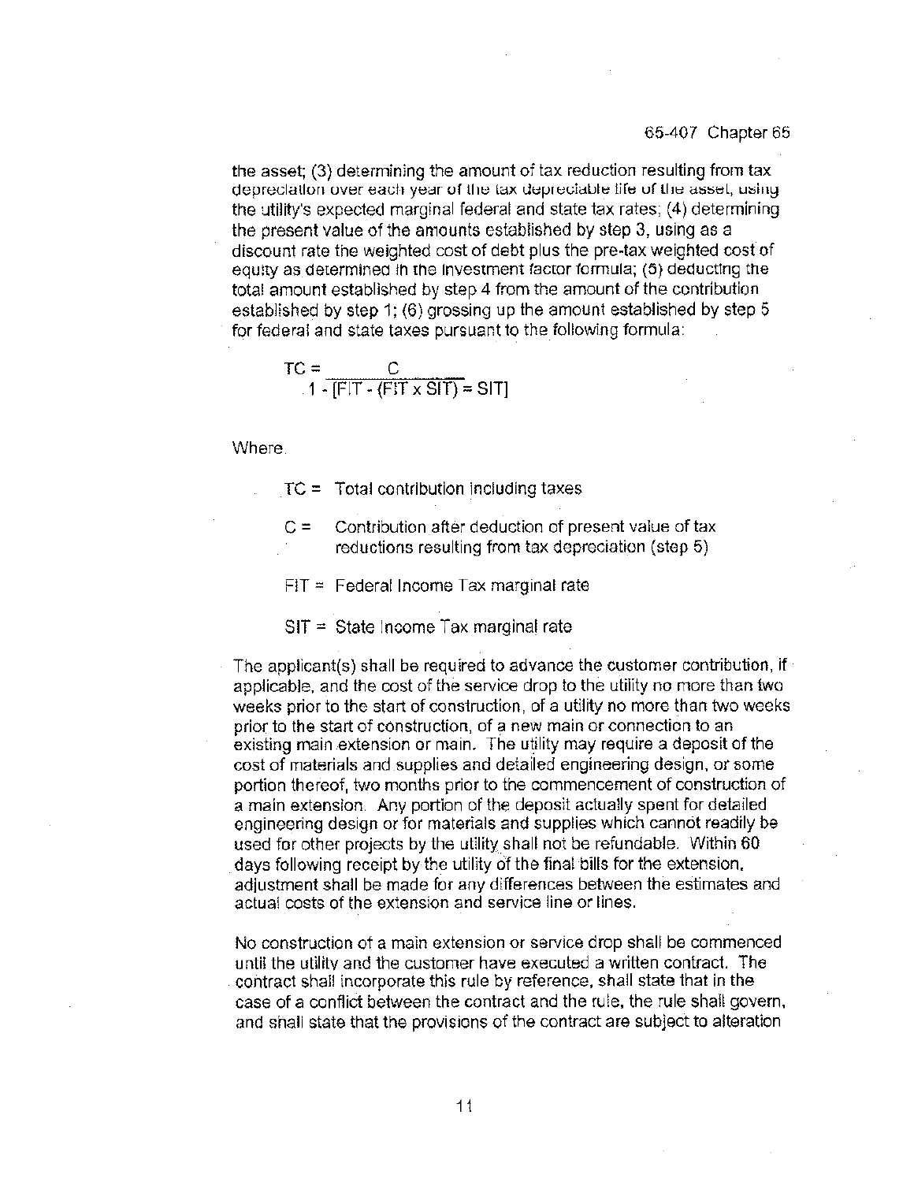the asset; (3) determining the amount of tax reduction resulting from tax depreciation over each year of the tax depreciable life of the asset, using the utility's expected marginal federal and state tax rates; (4) determining the present value of the amounts established by step 3, using as a discount rate the weighted cost of debt plus the pre-tax weighted cost of equity as determined in the investment factor formula; (5) deducting the total amount established by step 4 from the amount of the contribution established by step 1; (6) grossing up the amount established by step 5 for federal and state taxes pursuant to the following formula:

$$TC = \frac{C}{1 - [FIT - (FIT \times SIT) = SIT]}$$

Where

TC = Total contribution including taxes

C = Contribution after deduction of present value of tax reductions resulting from tax depreciation (step 5)

FIT = Federal Income Tax marginal rate

SIT = State Income Tax marginal rate

The applicant(s) shall be required to advance the customer contribution, if applicable, and the cost of the service drop to the utility no more than two weeks prior to the start of construction, of a utility no more than two weeks prior to the start of construction, of a new main or connection to an existing main extension or main. The utility may require a deposit of the cost of materials and supplies and detailed engineering design, or some portion thereof, two months prior to the commencement of construction of a main extension. Any portion of the deposit actually spent for detailed engineering design or for materials and supplies which cannot readily be used for other projects by the utility shall not be refundable. Within 60 days following receipt by the utility of the final bills for the extension, adjustment shall be made for any differences between the estimates and actual costs of the extension and service line or lines.

No construction of a main extension or service drop shall be commenced until the utility and the customer have executed a written contract. The contract shall incorporate this rule by reference, shall state that in the case of a conflict between the contract and the rule, the rule shall govern, and shall state that the provisions of the contract are subject to alteration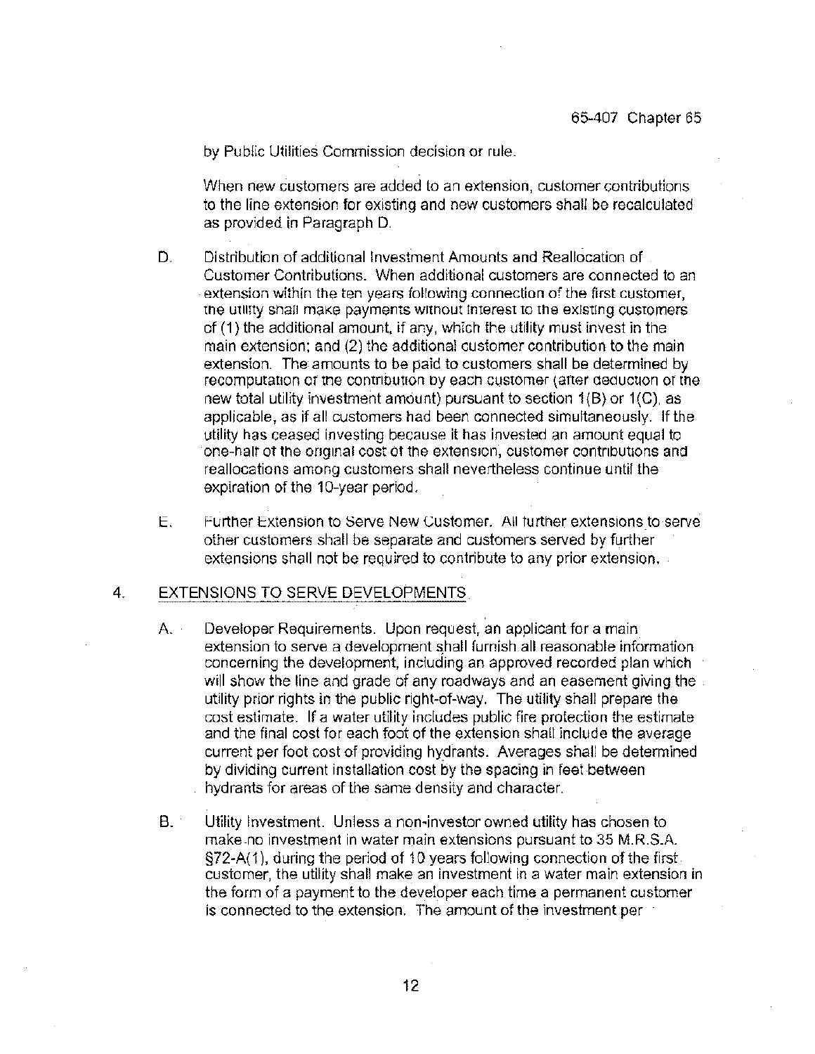by Public Utilities Commission decision or rule.

When new customers are added to an extension, customer contributions to the line extension for existing and new customers shall be recalculated as provided in Paragraph D.

D. Distribution of additional Investment Amounts and Reallocation of Customer Contributions. When additional customers are connected to an extension within the ten years following connection of the first customer, the utility shall make payments without interest to the existing customers of (1) the additional amount, if any, which the utility must invest in the main extension; and (2) the additional customer contribution to the main extension. The amounts to be paid to customers shall be determined by recomputation of the contribution by each customer (after deduction of the new total utility investment amount) pursuant to section 1(B) or 1(C), as applicable, as if all customers had been connected simultaneously. If the utility has ceased investing because it has invested an amount equal to one-half of the original cost of the extension, customer contributions and reallocations among customers shall nevertheless continue until the expiration of the 10-year period.

E. Further Extension to Serve New Customer. All further extensions to serve other customers shall be separate and customers served by further extensions shall not be required to contribute to any prior extension.

## 4. EXTENSIONS TO SERVE DEVELOPMENTS

A. Developer Requirements. Upon request, an applicant for a main extension to serve a development shall furnish all reasonable information concerning the development, including an approved recorded plan which will show the line and grade of any roadways and an easement giving the utility prior rights in the public right-of-way. The utility shall prepare the cost estimate. If a water utility includes public fire protection the estimate and the final cost for each foot of the extension shall include the average current per foot cost of providing hydrants. Averages shall be determined by dividing current installation cost by the spacing in feet between hydrants for areas of the same density and character.

B. Utility Investment. Unless a non-investor owned utility has chosen to make no investment in water main extensions pursuant to 35 M.R.S.A. §72-A(1), during the period of 10 years following connection of the first customer, the utility shall make an investment in a water main extension in the form of a payment to the developer each time a permanent customer is connected to the extension. The amount of the investment per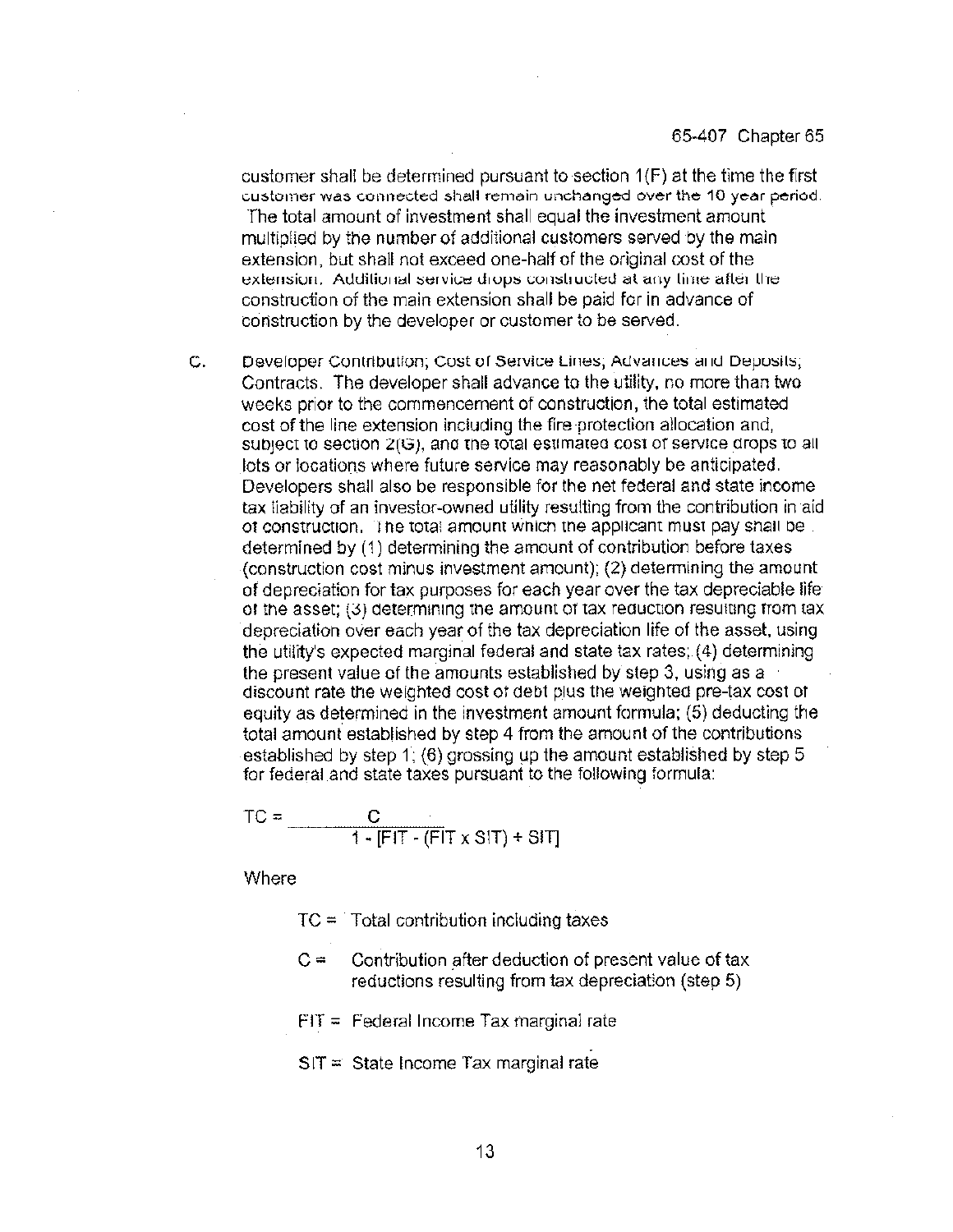customer shall be determined pursuant to section 1(F) at the time the first customer was connected shall remain unchanged over the 10 year period. The total amount of investment shall equal the investment amount multiplied by the number of additional customers served by the main extension, but shall not exceed one-half of the original cost of the extension. Additional service drops constructed at any time after the construction of the main extension shall be paid for in advance of construction by the developer or customer to be served.

C. Developer Contribution; Cost of Service Lines; Advances and Deposits; Contracts. The developer shall advance to the utility, no more than two weeks prior to the commencement of construction, the total estimated cost of the line extension including the fire protection allocation and, subject to section 2(G), and the total estimated cost of service drops to all lots or locations where future service may reasonably be anticipated. Developers shall also be responsible for the net federal and state income tax liability of an investor-owned utility resulting from the contribution in aid of construction. The total amount which the applicant must pay shall be determined by (1) determining the amount of contribution before taxes (construction cost minus investment amount); (2) determining the amount of depreciation for tax purposes for each year over the tax depreciable life of the asset; (3) determining the amount of tax reduction resulting from tax depreciation over each year of the tax depreciation life of the asset, using the utility's expected marginal federal and state tax rates; (4) determining the present value of the amounts established by step 3, using as a discount rate the weighted cost of debt plus the weighted pre-tax cost of equity as determined in the investment amount formula; (5) deducting the total amount established by step 4 from the amount of the contributions established by step 1; (6) grossing up the amount established by step 5 for federal and state taxes pursuant to the following formula:

$$TC = \frac{C}{1 - [FIT - (FIT \times SIT) + SIT]}$$

Where

$TC$ = Total contribution including taxes

$C$ = Contribution after deduction of present value of tax reductions resulting from tax depreciation (step 5)

$FIT$ = Federal Income Tax marginal rate

$SIT$ = State Income Tax marginal rate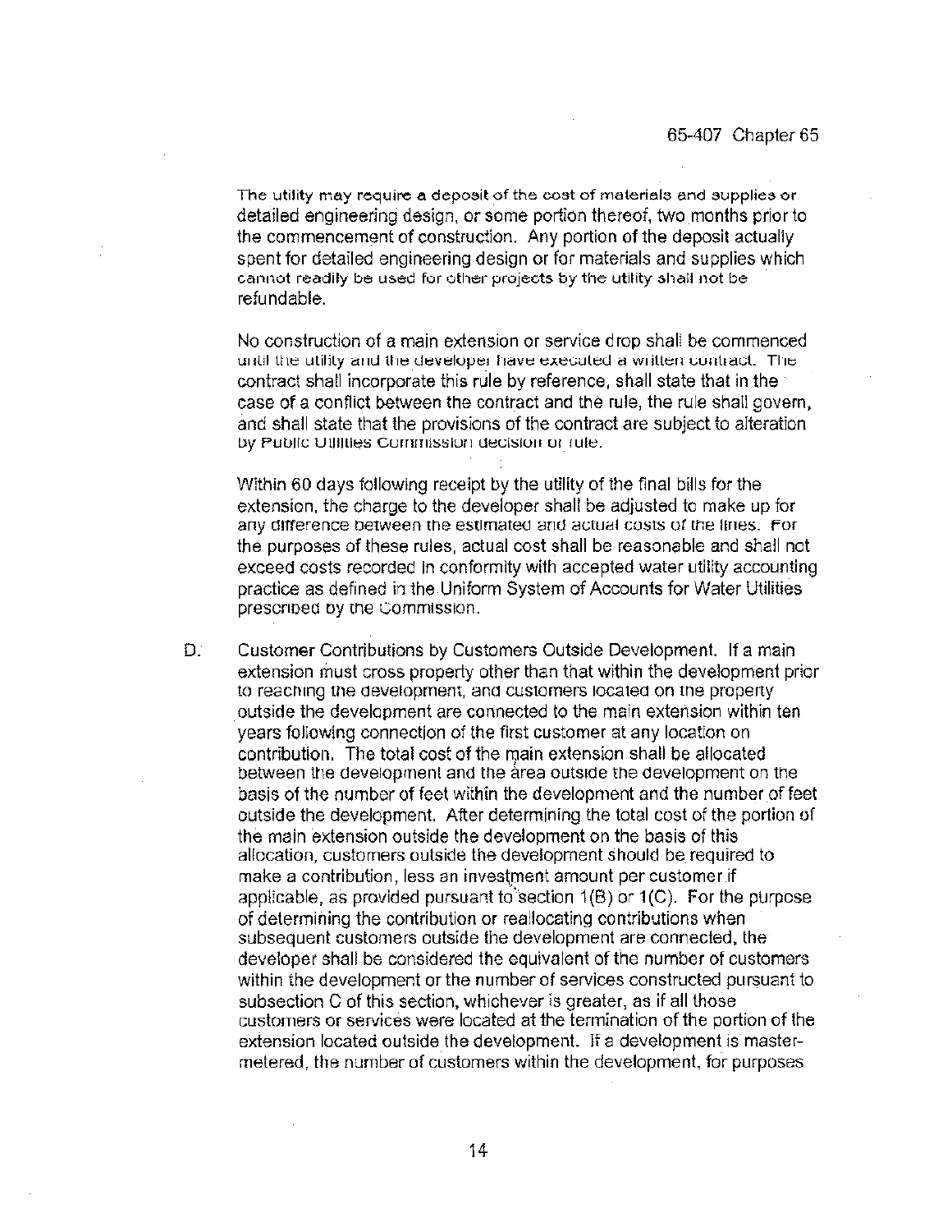The utility may require a deposit of the cost of materials and supplies or detailed engineering design, or some portion thereof, two months prior to the commencement of construction. Any portion of the deposit actually spent for detailed engineering design or for materials and supplies which cannot readily be used for other projects by the utility shall not be refundable.

No construction of a main extension or service drop shall be commenced until the utility and the developer have executed a written contract. The contract shall incorporate this rule by reference, shall state that in the case of a conflict between the contract and the rule, the rule shall govern, and shall state that the provisions of the contract are subject to alteration by Public Utilities Commission decision or rule.

Within 60 days following receipt by the utility of the final bills for the extension, the charge to the developer shall be adjusted to make up for any difference between the estimated and actual costs of the lines. For the purposes of these rules, actual cost shall be reasonable and shall not exceed costs recorded in conformity with accepted water utility accounting practice as defined in the Uniform System of Accounts for Water Utilities prescribed by the Commission.

D. Customer Contributions by Customers Outside Development. If a main extension must cross property other than that within the development prior to reaching the development, and customers located on the property outside the development are connected to the main extension within ten years following connection of the first customer at any location on contribution. The total cost of the main extension shall be allocated between the development and the area outside the development on the basis of the number of feet within the development and the number of feet outside the development. After determining the total cost of the portion of the main extension outside the development on the basis of this allocation, customers outside the development should be required to make a contribution, less an investment amount per customer if applicable, as provided pursuant to section 1(B) or 1(C). For the purpose of determining the contribution or reallocating contributions when subsequent customers outside the development are connected, the developer shall be considered the equivalent of the number of customers within the development or the number of services constructed pursuant to subsection C of this section, whichever is greater, as if all those customers or services were located at the termination of the portion of the extension located outside the development. If a development is master-metered, the number of customers within the development, for purposes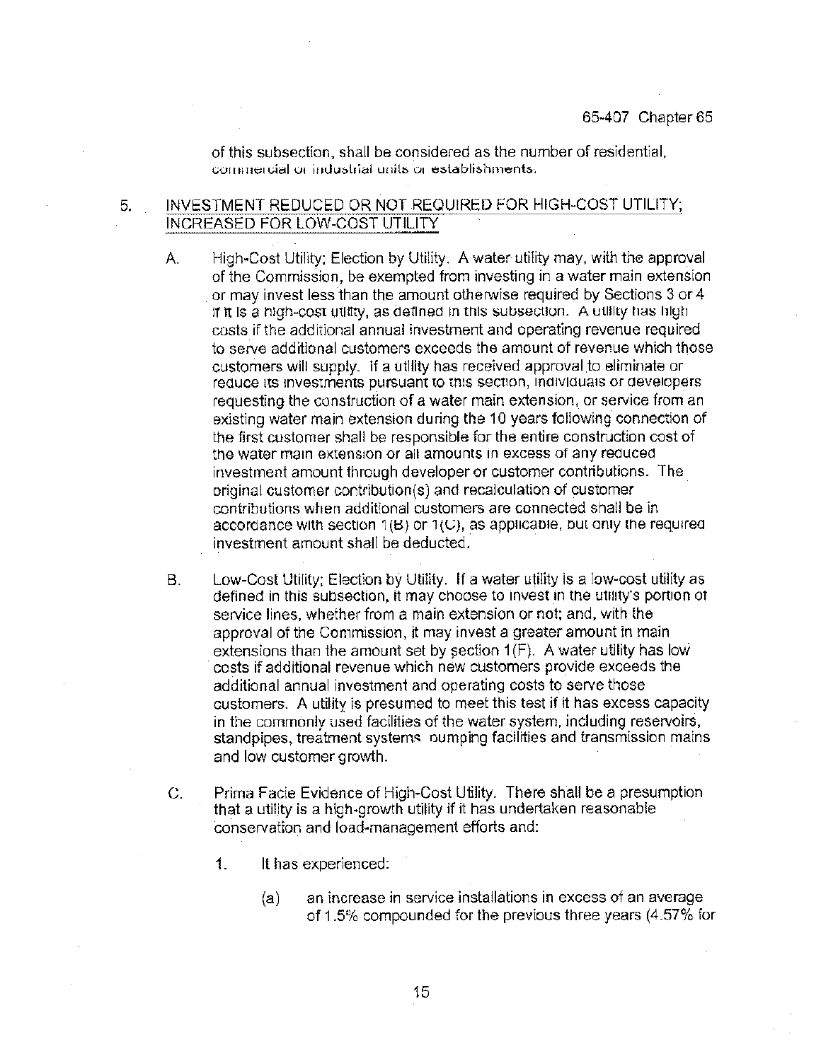of this subsection, shall be considered as the number of residential, commercial or industrial units or establishments.

## 5. INVESTMENT REDUCED OR NOT REQUIRED FOR HIGH-COST UTILITY; INCREASED FOR LOW-COST UTILITY

A. High-Cost Utility; Election by Utility. A water utility may, with the approval of the Commission, be exempted from investing in a water main extension or may invest less than the amount otherwise required by Sections 3 or 4 if it is a high-cost utility, as defined in this subsection. A utility has high costs if the additional annual investment and operating revenue required to serve additional customers exceeds the amount of revenue which those customers will supply. If a utility has received approval to eliminate or reduce its investments pursuant to this section, individuals or developers requesting the construction of a water main extension, or service from an existing water main extension during the 10 years following connection of the first customer shall be responsible for the entire construction cost of the water main extension or all amounts in excess of any reduced investment amount through developer or customer contributions. The original customer contribution(s) and recalculation of customer contributions when additional customers are connected shall be in accordance with section 1(B) or 1(C), as applicable, but only the required investment amount shall be deducted.

B. Low-Cost Utility; Election by Utility. If a water utility is a low-cost utility as defined in this subsection, it may choose to invest in the utility's portion of service lines, whether from a main extension or not; and, with the approval of the Commission, it may invest a greater amount in main extensions than the amount set by section 1(F). A water utility has low costs if additional revenue which new customers provide exceeds the additional annual investment and operating costs to serve those customers. A utility is presumed to meet this test if it has excess capacity in the commonly used facilities of the water system, including reservoirs, standpipes, treatment systems pumping facilities and transmission mains and low customer growth.

C. Prima Facie Evidence of High-Cost Utility. There shall be a presumption that a utility is a high-growth utility if it has undertaken reasonable conservation and load-management efforts and:

1. It has experienced:

    (a) an increase in service installations in excess of an average of 1.5% compounded for the previous three years (4.57% for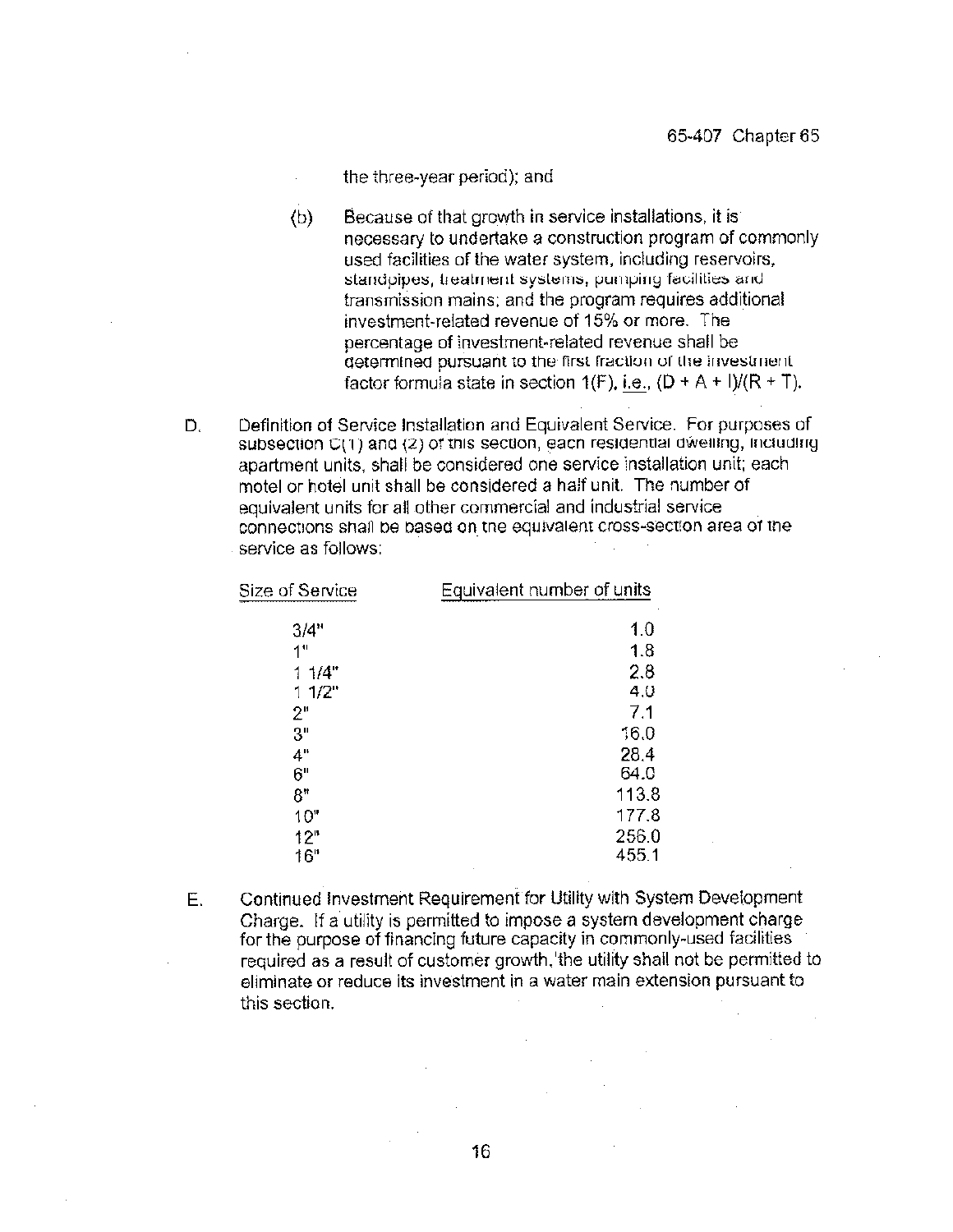the three-year period); and

(b) Because of that growth in service installations, it is necessary to undertake a construction program of commonly used facilities of the water system, including reservoirs, standpipes, treatment systems, pumping facilities and transmission mains; and the program requires additional investment-related revenue of 15% or more. The percentage of investment-related revenue shall be determined pursuant to the first fraction of the investment factor formula state in section 1(F), i.e., $(D + A + I)/(R + T)$.

D. Definition of Service Installation and Equivalent Service. For purposes of subsection C(1) and (2) of this section, each residential dwelling, including apartment units, shall be considered one service installation unit; each motel or hotel unit shall be considered a half unit. The number of equivalent units for all other commercial and industrial service connections shall be based on the equivalent cross-section area of the service as follows:

| Size of Service | Equivalent number of units |
|---|---|
| 3/4" | 1.0 |
| 1" | 1.8 |
| 1 1/4" | 2.8 |
| 1 1/2" | 4.0 |
| 2" | 7.1 |
| 3" | 16.0 |
| 4" | 28.4 |
| 6" | 64.0 |
| 8" | 113.8 |
| 10" | 177.8 |
| 12" | 256.0 |
| 16" | 455.1 |

E. Continued Investment Requirement for Utility with System Development Charge. If a utility is permitted to impose a system development charge for the purpose of financing future capacity in commonly-used facilities required as a result of customer growth, the utility shall not be permitted to eliminate or reduce its investment in a water main extension pursuant to this section.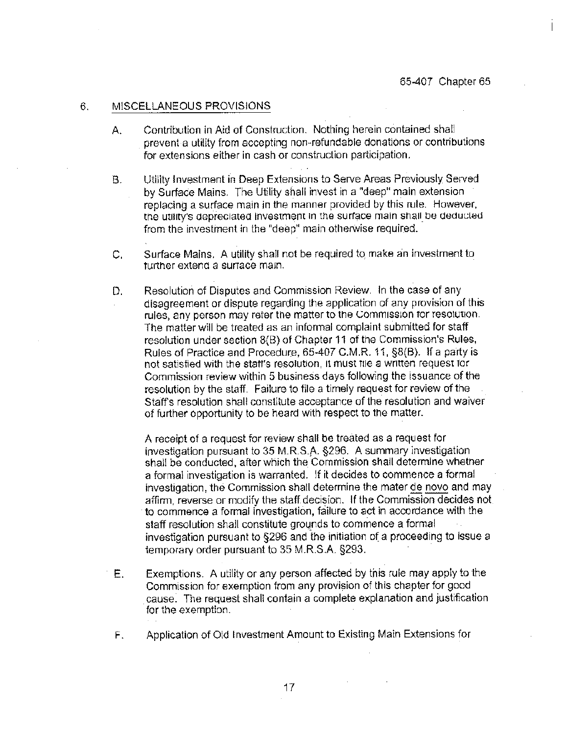## 6. MISCELLANEOUS PROVISIONS

A. Contribution in Aid of Construction. Nothing herein contained shall prevent a utility from accepting non-refundable donations or contributions for extensions either in cash or construction participation.

B. Utility Investment in Deep Extensions to Serve Areas Previously Served by Surface Mains. The Utility shall invest in a "deep" main extension replacing a surface main in the manner provided by this rule. However, the utility's depreciated investment in the surface main shall be deducted from the investment in the "deep" main otherwise required.

C. Surface Mains. A utility shall not be required to make an investment to further extend a surface main.

D. Resolution of Disputes and Commission Review. In the case of any disagreement or dispute regarding the application of any provision of this rules, any person may refer the matter to the Commission for resolution. The matter will be treated as an informal complaint submitted for staff resolution under section 8(B) of Chapter 11 of the Commission's Rules, Rules of Practice and Procedure, 65-407 C.M.R. 11, §8(B). If a party is not satisfied with the staff's resolution, it must file a written request for Commission review within 5 business days following the issuance of the resolution by the staff. Failure to file a timely request for review of the Staff's resolution shall constitute acceptance of the resolution and waiver of further opportunity to be heard with respect to the matter.

A receipt of a request for review shall be treated as a request for investigation pursuant to 35 M.R.S.A. §296. A summary investigation shall be conducted, after which the Commission shall determine whether a formal investigation is warranted. If it decides to commence a formal investigation, the Commission shall determine the mater de novo and may affirm, reverse or modify the staff decision. If the Commission decides not to commence a formal investigation, failure to act in accordance with the staff resolution shall constitute grounds to commence a formal investigation pursuant to §296 and the initiation of a proceeding to issue a temporary order pursuant to 35 M.R.S.A. §293.

E. Exemptions. A utility or any person affected by this rule may apply to the Commission for exemption from any provision of this chapter for good cause. The request shall contain a complete explanation and justification for the exemption.

F. Application of Old Investment Amount to Existing Main Extensions for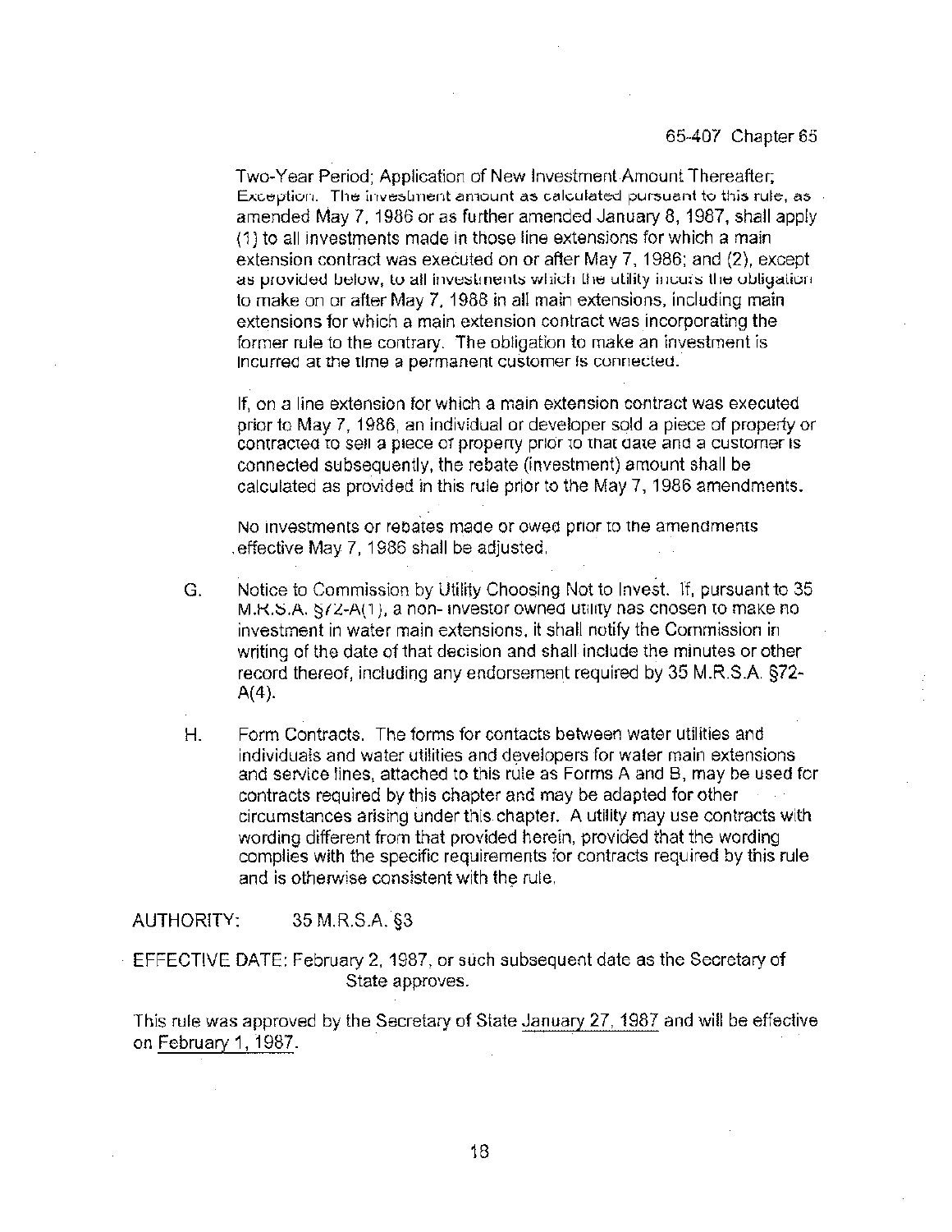Two-Year Period; Application of New Investment Amount Thereafter; Exception. The investment amount as calculated pursuant to this rule, as amended May 7, 1986 or as further amended January 8, 1987, shall apply (1) to all investments made in those line extensions for which a main extension contract was executed on or after May 7, 1986; and (2), except as provided below, to all investments which the utility incurs the obligation to make on or after May 7, 1988 in all main extensions, including main extensions for which a main extension contract was incorporating the former rule to the contrary. The obligation to make an investment is incurred at the time a permanent customer is connected.

If, on a line extension for which a main extension contract was executed prior to May 7, 1986, an individual or developer sold a piece of property or contracted to sell a piece of property prior to that date and a customer is connected subsequently, the rebate (investment) amount shall be calculated as provided in this rule prior to the May 7, 1986 amendments.

No investments or rebates made or owed prior to the amendments effective May 7, 1986 shall be adjusted.

G. Notice to Commission by Utility Choosing Not to Invest. If, pursuant to 35 M.R.S.A. §72-A(1), a non- investor owned utility has chosen to make no investment in water main extensions, it shall notify the Commission in writing of the date of that decision and shall include the minutes or other record thereof, including any endorsement required by 35 M.R.S.A. §72-A(4).

H. Form Contracts. The forms for contacts between water utilities and individuals and water utilities and developers for water main extensions and service lines, attached to this rule as Forms A and B, may be used for contracts required by this chapter and may be adapted for other circumstances arising under this chapter. A utility may use contracts with wording different from that provided herein, provided that the wording complies with the specific requirements for contracts required by this rule and is otherwise consistent with the rule.

AUTHORITY: 35 M.R.S.A. §3

EFFECTIVE DATE: February 2, 1987, or such subsequent date as the Secretary of State approves.

This rule was approved by the Secretary of State January 27, 1987 and will be effective on February 1, 1987.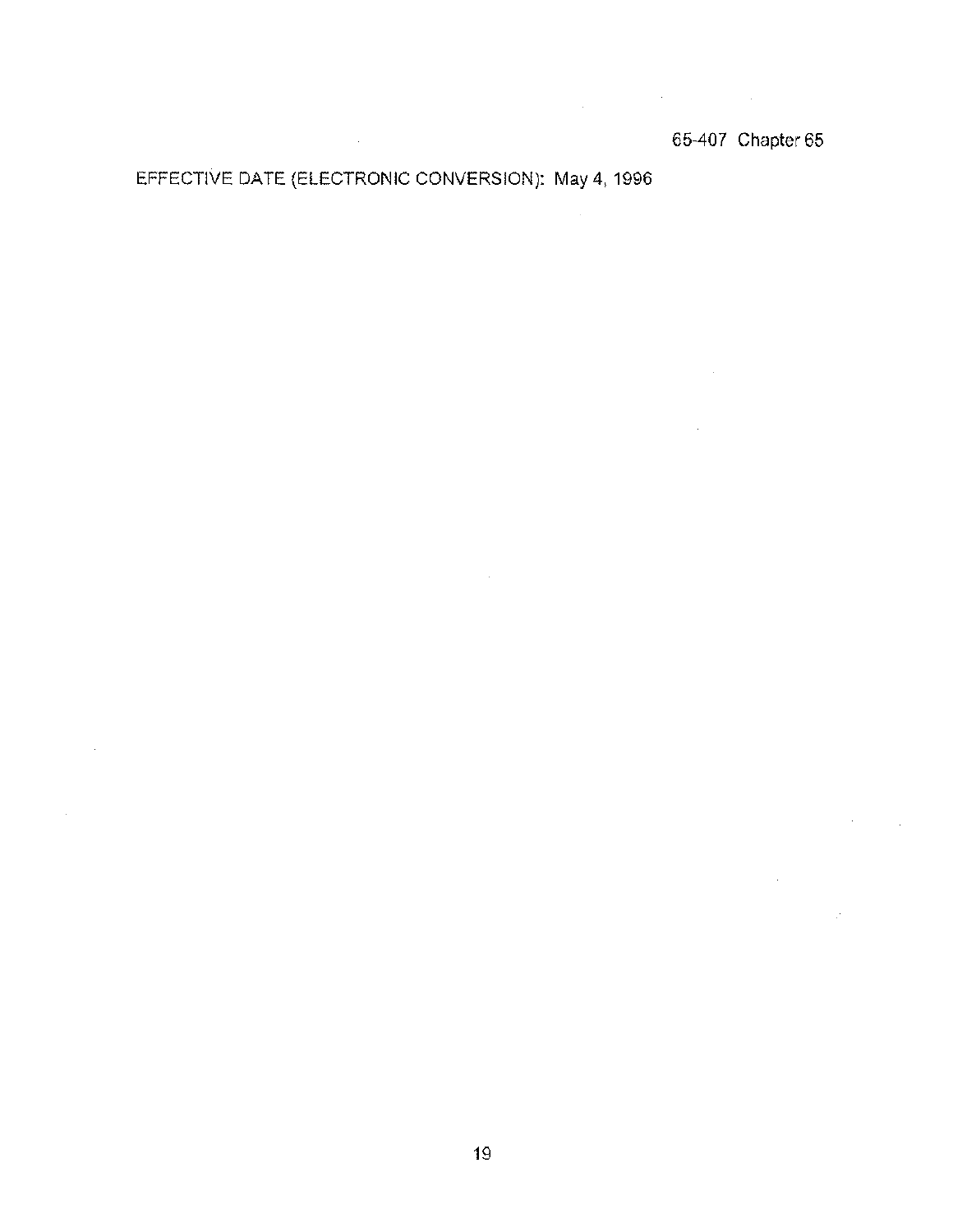EFFECTIVE DATE (ELECTRONIC CONVERSION): May 4, 1996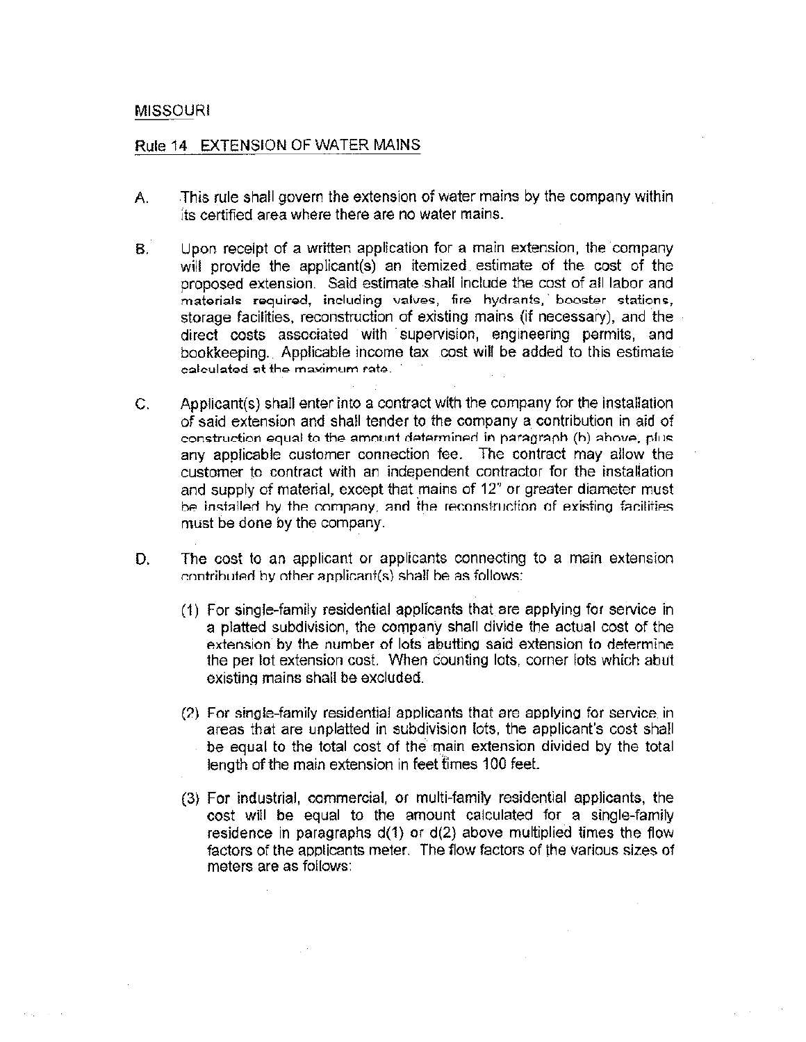MISSOURI

Rule 14 EXTENSION OF WATER MAINS

A. This rule shall govern the extension of water mains by the company within its certified area where there are no water mains.

B. Upon receipt of a written application for a main extension, the company will provide the applicant(s) an itemized estimate of the cost of the proposed extension. Said estimate shall include the cost of all labor and materials required, including valves, fire hydrants, booster stations, storage facilities, reconstruction of existing mains (if necessary), and the direct costs associated with supervision, engineering permits, and bookkeeping. Applicable income tax cost will be added to this estimate calculated at the maximum rate.

C. Applicant(s) shall enter into a contract with the company for the installation of said extension and shall tender to the company a contribution in aid of construction equal to the amount determined in paragraph (b) above, plus any applicable customer connection fee. The contract may allow the customer to contract with an independent contractor for the installation and supply of material, except that mains of 12" or greater diameter must be installed by the company, and the reconstruction of existing facilities must be done by the company.

D. The cost to an applicant or applicants connecting to a main extension contributed by other applicant(s) shall be as follows:

   (1) For single-family residential applicants that are applying for service in a platted subdivision, the company shall divide the actual cost of the extension by the number of lots abutting said extension to determine the per lot extension cost. When counting lots, corner lots which abut existing mains shall be excluded.

   (2) For single-family residential applicants that are applying for service in areas that are unplatted in subdivision lots, the applicant's cost shall be equal to the total cost of the main extension divided by the total length of the main extension in feet times 100 feet.

   (3) For industrial, commercial, or multi-family residential applicants, the cost will be equal to the amount calculated for a single-family residence in paragraphs d(1) or d(2) above multiplied times the flow factors of the applicants meter. The flow factors of the various sizes of meters are as follows: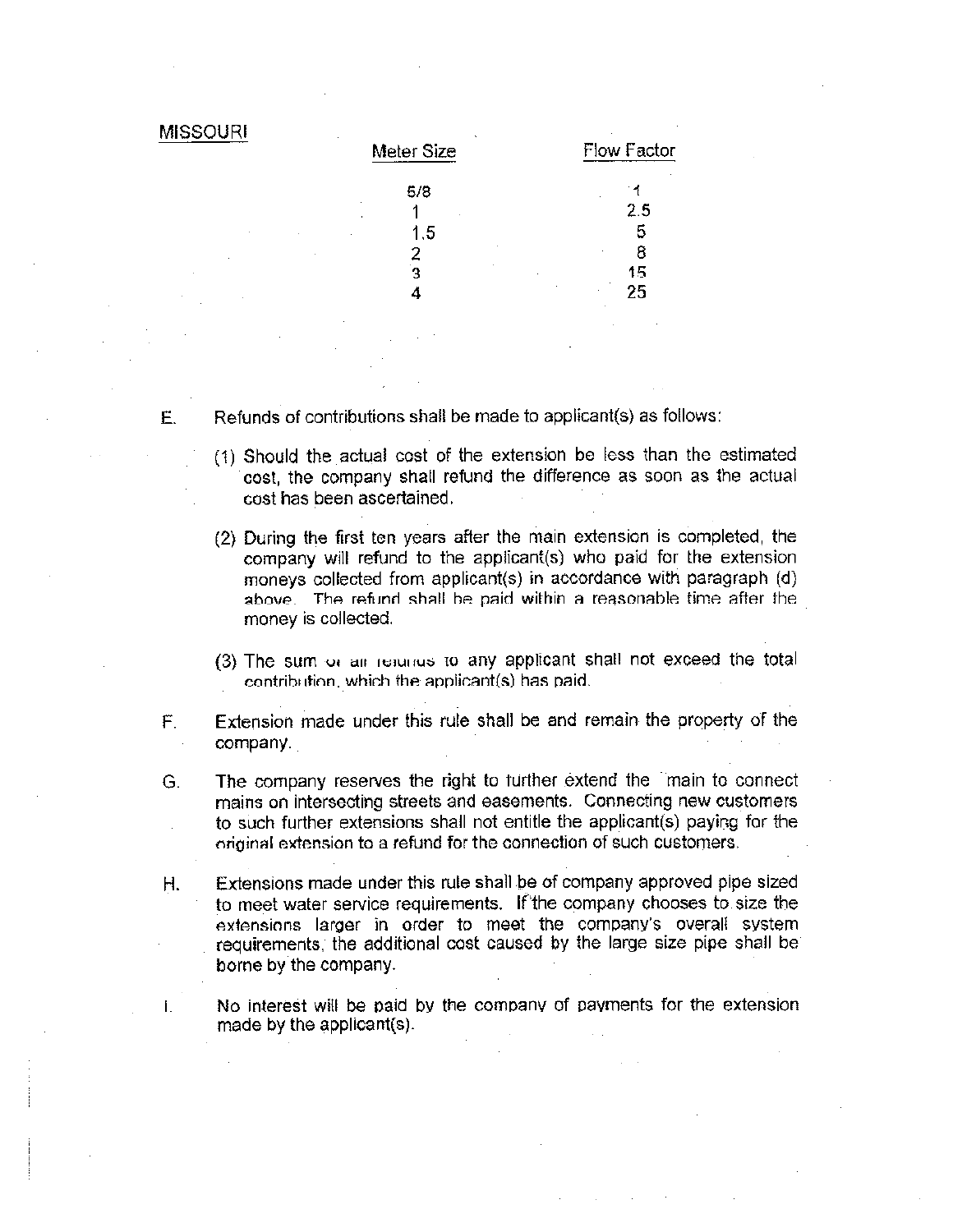MISSOURI

| Meter Size | Flow Factor |
|---|---|
| 5/8 | 1 |
| 1 | 2.5 |
| 1.5 | 5 |
| 2 | 8 |
| 3 | 15 |
| 4 | 25 |

E. Refunds of contributions shall be made to applicant(s) as follows:

(1) Should the actual cost of the extension be less than the estimated cost, the company shall refund the difference as soon as the actual cost has been ascertained.

(2) During the first ten years after the main extension is completed, the company will refund to the applicant(s) who paid for the extension moneys collected from applicant(s) in accordance with paragraph (d) above. The refund shall be paid within a reasonable time after the money is collected.

(3) The sum of all refunds to any applicant shall not exceed the total contribution, which the applicant(s) has paid.

F. Extension made under this rule shall be and remain the property of the company.

G. The company reserves the right to further extend the main to connect mains on intersecting streets and easements. Connecting new customers to such further extensions shall not entitle the applicant(s) paying for the original extension to a refund for the connection of such customers.

H. Extensions made under this rule shall be of company approved pipe sized to meet water service requirements. If the company chooses to size the extensions larger in order to meet the company's overall system requirements, the additional cost caused by the large size pipe shall be borne by the company.

I. No interest will be paid by the company of payments for the extension made by the applicant(s).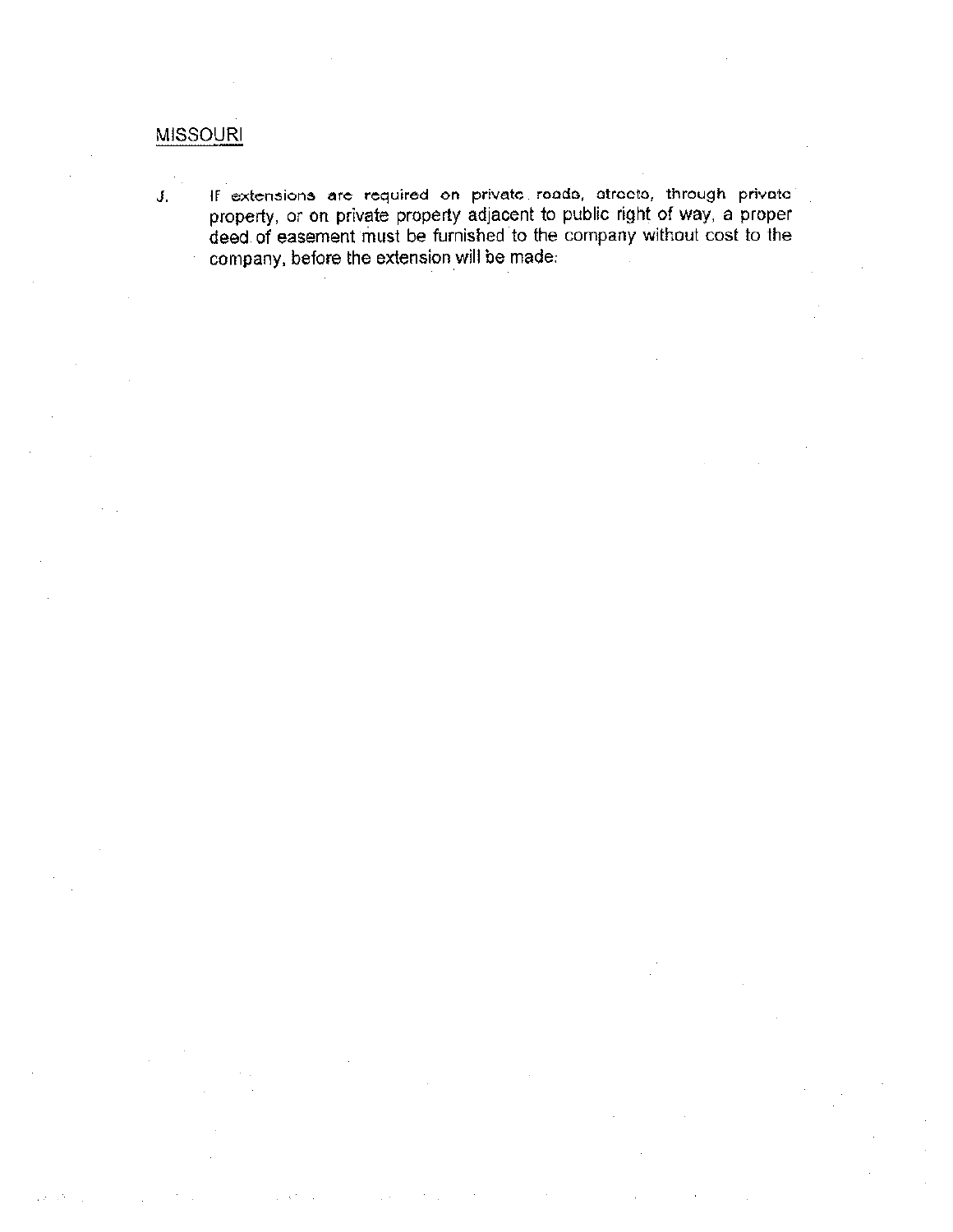MISSOURI

J. If extensions are required on private roads, streets, through private property, or on private property adjacent to public right of way, a proper deed of easement must be furnished to the company without cost to the company, before the extension will be made.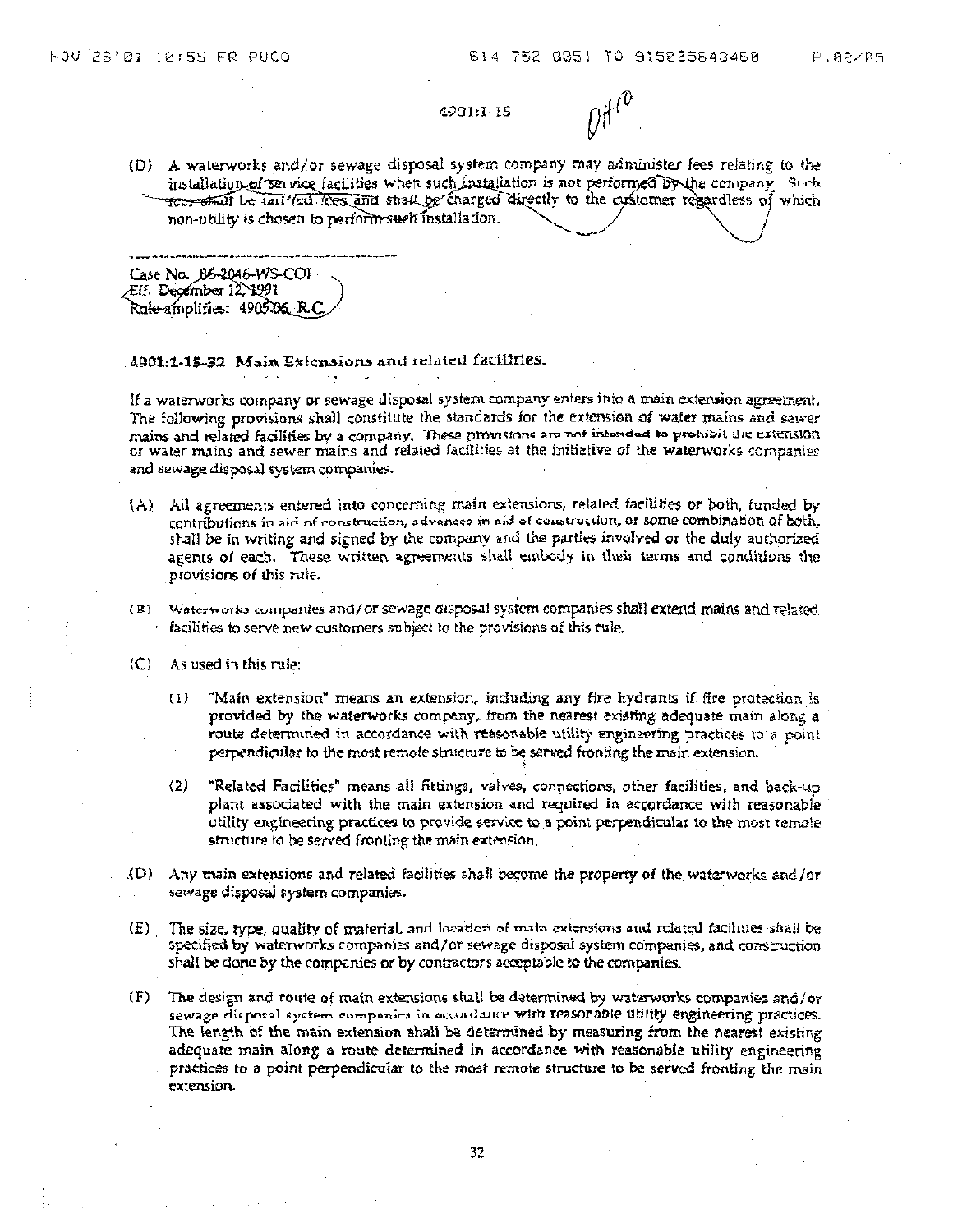(D) A waterworks and/or sewage disposal system company may administer fees relating to the installation of service facilities when such installation is not performed by the company. Such fees shall be tariffed fees and shall be charged directly to the customer regardless of which non-utility is chosen to perform such installation.

---

Case No. 86-2046-WS-COI
Eff. December 12, 1991
Rule amplifies: 4905.06, R.C.

### 4901:1-15-32 Main Extensions and related facilities.

If a waterworks company or sewage disposal system company enters into a main extension agreement, The following provisions shall constitute the standards for the extension of water mains and sewer mains and related facilities by a company. These provisions are not intended to prohibit the extension of water mains and sewer mains and related facilities at the initiative of the waterworks companies and sewage disposal system companies.

(A) All agreements entered into concerning main extensions, related facilities or both, funded by contributions in aid of construction, advances in aid of construction, or some combination of both, shall be in writing and signed by the company and the parties involved or the duly authorized agents of each. These written agreements shall embody in their terms and conditions the provisions of this rule.

(B) Waterworks companies and/or sewage disposal system companies shall extend mains and related facilities to serve new customers subject to the provisions of this rule.

(C) As used in this rule:

(1) "Main extension" means an extension, including any fire hydrants if fire protection is provided by the waterworks company, from the nearest existing adequate main along a route determined in accordance with reasonable utility engineering practices to a point perpendicular to the most remote structure to be served fronting the main extension.

(2) "Related Facilities" means all fittings, valves, connections, other facilities, and back-up plant associated with the main extension and required in accordance with reasonable utility engineering practices to provide service to a point perpendicular to the most remote structure to be served fronting the main extension.

(D) Any main extensions and related facilities shall become the property of the waterworks and/or sewage disposal system companies.

(E) The size, type, quality of material, and location of main extensions and related facilities shall be specified by waterworks companies and/or sewage disposal system companies, and construction shall be done by the companies or by contractors acceptable to the companies.

(F) The design and route of main extensions shall be determined by waterworks companies and/or sewage disposal system companies in accordance with reasonable utility engineering practices. The length of the main extension shall be determined by measuring from the nearest existing adequate main along a route determined in accordance with reasonable utility engineering practices to a point perpendicular to the most remote structure to be served fronting the main extension.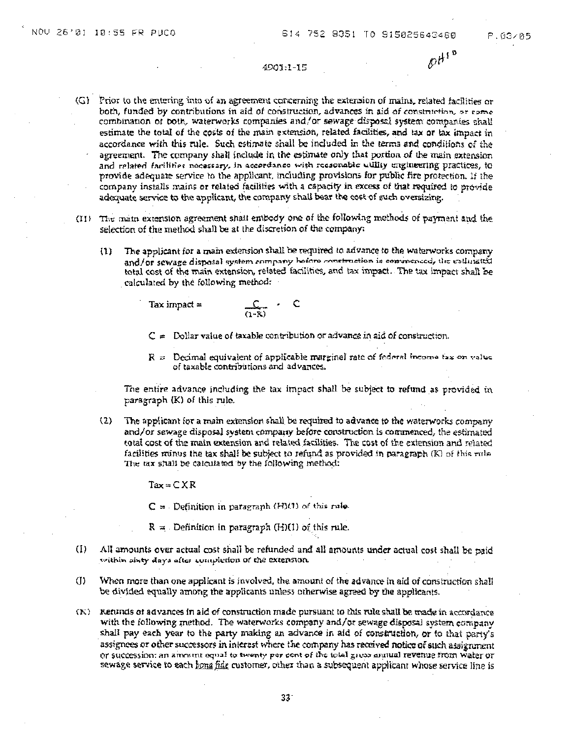4901:1-15

(G) Prior to the entering into of an agreement concerning the extension of mains, related facilities or both, funded by contributions in aid of construction, advances in aid of construction, or some combination of both, waterworks companies and/or sewage disposal system companies shall estimate the total of the costs of the main extension, related facilities, and tax or tax impact in accordance with this rule. Such estimate shall be included in the terms and conditions of the agreement. The company shall include in the estimate only that portion of the main extension and related facilities necessary, in accordance with reasonable utility engineering practices, to provide adequate service to the applicant, including provisions for public fire protection. If the company installs mains or related facilities with a capacity in excess of that required to provide adequate service to the applicant, the company shall bear the cost of such oversizing.

(H) The main extension agreement shall embody one of the following methods of payment and the selection of the method shall be at the discretion of the company:

(1) The applicant for a main extension shall be required to advance to the waterworks company and/or sewage disposal system company before construction is commenced, the estimated total cost of the main extension, related facilities, and tax impact. The tax impact shall be calculated by the following method:

$$\text{Tax impact} = \frac{C}{(1-R)} - C$$

C = Dollar value of taxable contribution or advance in aid of construction.

R = Decimal equivalent of applicable marginal rate of federal income tax on value of taxable contributions and advances.

The entire advance including the tax impact shall be subject to refund as provided in paragraph (K) of this rule.

(2) The applicant for a main extension shall be required to advance to the waterworks company and/or sewage disposal system company before construction is commenced, the estimated total cost of the main extension and related facilities. The cost of the extension and related facilities minus the tax shall be subject to refund as provided in paragraph (K) of this rule. The tax shall be calculated by the following method:

$$\text{Tax} = C \times R$$

C = Definition in paragraph (H)(1) of this rule.

R = Definition in paragraph (H)(1) of this rule.

(I) All amounts over actual cost shall be refunded and all amounts under actual cost shall be paid within sixty days after completion of the extension.

(J) When more than one applicant is involved, the amount of the advance in aid of construction shall be divided equally among the applicants unless otherwise agreed by the applicants.

(K) Refunds of advances in aid of construction made pursuant to this rule shall be made in accordance with the following method. The waterworks company and/or sewage disposal system company shall pay each year to the party making an advance in aid of construction, or to that party's assignees or other successors in interest where the company has received notice of such assignment or succession: an amount equal to twenty per cent of the total gross annual revenue from water or sewage service to each *bona fide* customer, other than a subsequent applicant whose service line is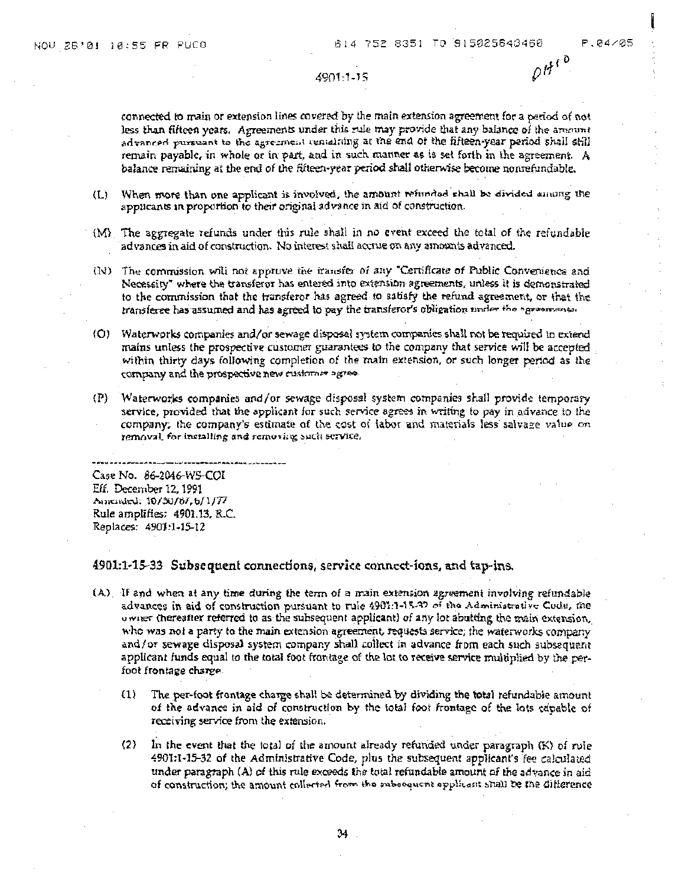connected to main or extension lines covered by the main extension agreement for a period of not less than fifteen years. Agreements under this rule may provide that any balance of the amount advanced pursuant to the agreement remaining at the end of the fifteen-year period shall still remain payable, in whole or in part, and in such manner as is set forth in the agreement. A balance remaining at the end of the fifteen-year period shall otherwise become nonrefundable.

(L) When more than one applicant is involved, the amount refunded shall be divided among the applicants in proportion to their original advance in aid of construction.

(M) The aggregate refunds under this rule shall in no event exceed the total of the refundable advances in aid of construction. No interest shall accrue on any amounts advanced.

(N) The commission will not approve the transfer of any "Certificate of Public Convenience and Necessity" where the transferor has entered into extension agreements, unless it is demonstrated to the commission that the transferor has agreed to satisfy the refund agreement, or that the transferee has assumed and has agreed to pay the transferor's obligation under the agreements.

(O) Waterworks companies and/or sewage disposal system companies shall not be required to extend mains unless the prospective customer guarantees to the company that service will be accepted within thirty days following completion of the main extension, or such longer period as the company and the prospective new customer agree.

(P) Waterworks companies and/or sewage disposal system companies shall provide temporary service, provided that the applicant for such service agrees in writing to pay in advance to the company, the company's estimate of the cost of labor and materials less salvage value on removal, for installing and removing such service.

---

Case No. 86-2046-WS-COI
Eff. December 12, 1991
Amended: 10/30/87, 6/1/77
Rule amplifies: 4901.13, R.C.
Replaces: 4901:1-15-12

## 4901:1-15-33 Subsequent connections, service connect-ions, and tap-ins.

(A) If and when at any time during the term of a main extension agreement involving refundable advances in aid of construction pursuant to rule 4901:1-15-32 of the Administrative Code, the owner (hereafter referred to as the subsequent applicant) of any lot abutting the main extension, who was not a party to the main extension agreement, requests service; the waterworks company and/or sewage disposal system company shall collect in advance from each such subsequent applicant funds equal to the total foot frontage of the lot to receive service multiplied by the per-foot frontage charge.

(1) The per-foot frontage charge shall be determined by dividing the total refundable amount of the advance in aid of construction by the total foot frontage of the lots capable of receiving service from the extension.

(2) In the event that the total of the amount already refunded under paragraph (K) of rule 4901:1-15-32 of the Administrative Code, plus the subsequent applicant's fee calculated under paragraph (A) of this rule exceeds the total refundable amount of the advance in aid of construction, the amount collected from the subsequent applicant shall be the difference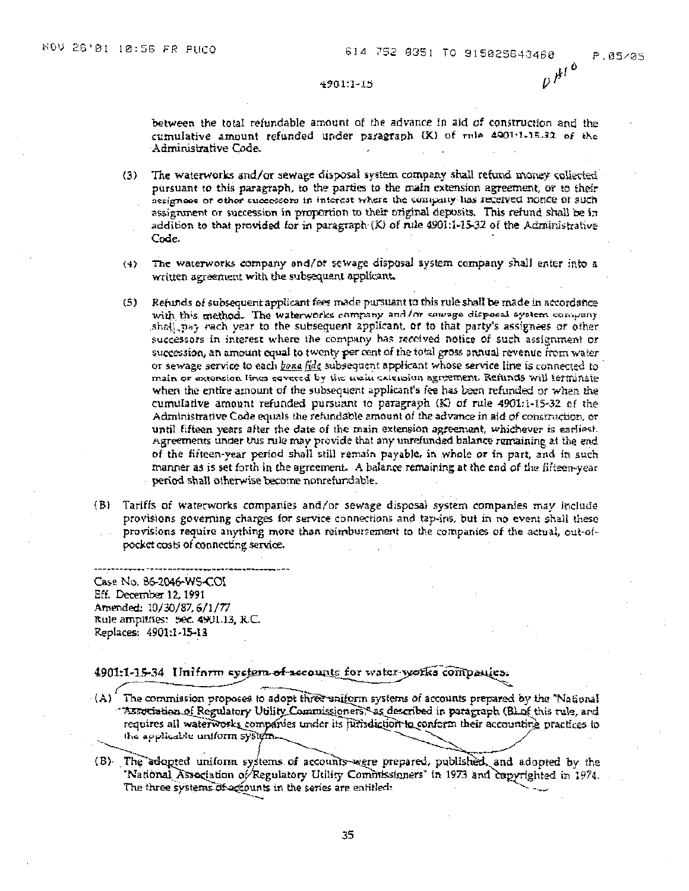between the total refundable amount of the advance in aid of construction and the cumulative amount refunded under paragraph (K) of rule 4901:1-15-32 of the Administrative Code.

(3) The waterworks and/or sewage disposal system company shall refund money collected pursuant to this paragraph, to the parties to the main extension agreement, or to their assignees or other successors in interest where the company has received notice of such assignment or succession in proportion to their original deposits. This refund shall be in addition to that provided for in paragraph (K) of rule 4901:1-15-32 of the Administrative Code.

(4) The waterworks company and/or sewage disposal system company shall enter into a written agreement with the subsequent applicant.

(5) Refunds of subsequent applicant fees made pursuant to this rule shall be made in accordance with this method. The waterworks company and/or sewage disposal system company shall pay each year to the subsequent applicant, or to that party's assignees or other successors in interest where the company has received notice of such assignment or succession, an amount equal to twenty per cent of the total gross annual revenue from water or sewage service to each *bona fide* subsequent applicant whose service line is connected to main or extension lines covered by the main extension agreement. Refunds will terminate when the entire amount of the subsequent applicant's fee has been refunded or when the cumulative amount refunded pursuant to paragraph (K) of rule 4901:1-15-32 of the Administrative Code equals the refundable amount of the advance in aid of construction, or until fifteen years after the date of the main extension agreement, whichever is earliest. Agreements under this rule may provide that any unrefunded balance remaining at the end of the fifteen-year period shall still remain payable, in whole or in part, and in such manner as is set forth in the agreement. A balance remaining at the end of the fifteen-year period shall otherwise become nonrefundable.

(B) Tariffs of waterworks companies and/or sewage disposal system companies may include provisions governing charges for service connections and tap-ins, but in no event shall these provisions require anything more than reimbursement to the companies of the actual, out-of-pocket costs of connecting service.

---

Case No. 86-2046-WS-COI
Eff. December 12, 1991
Amended: 10/30/87, 6/1/77
Rule amplifies: Sec. 4901.13, R.C.
Replaces: 4901:1-15-13

## 4901:1-15-34 Uniform system of accounts for water-works companies.

(A) The commission proposes to adopt three uniform systems of accounts prepared by the "National Association of Regulatory Utility Commissioners" as described in paragraph (B) of this rule, and requires all waterworks companies under its jurisdiction to conform their accounting practices to the applicable uniform system.

(B) The adopted uniform systems of accounts were prepared, published, and adopted by the "National Association of Regulatory Utility Commissioners" in 1973 and copyrighted in 1974. The three systems of accounts in the series are entitled: